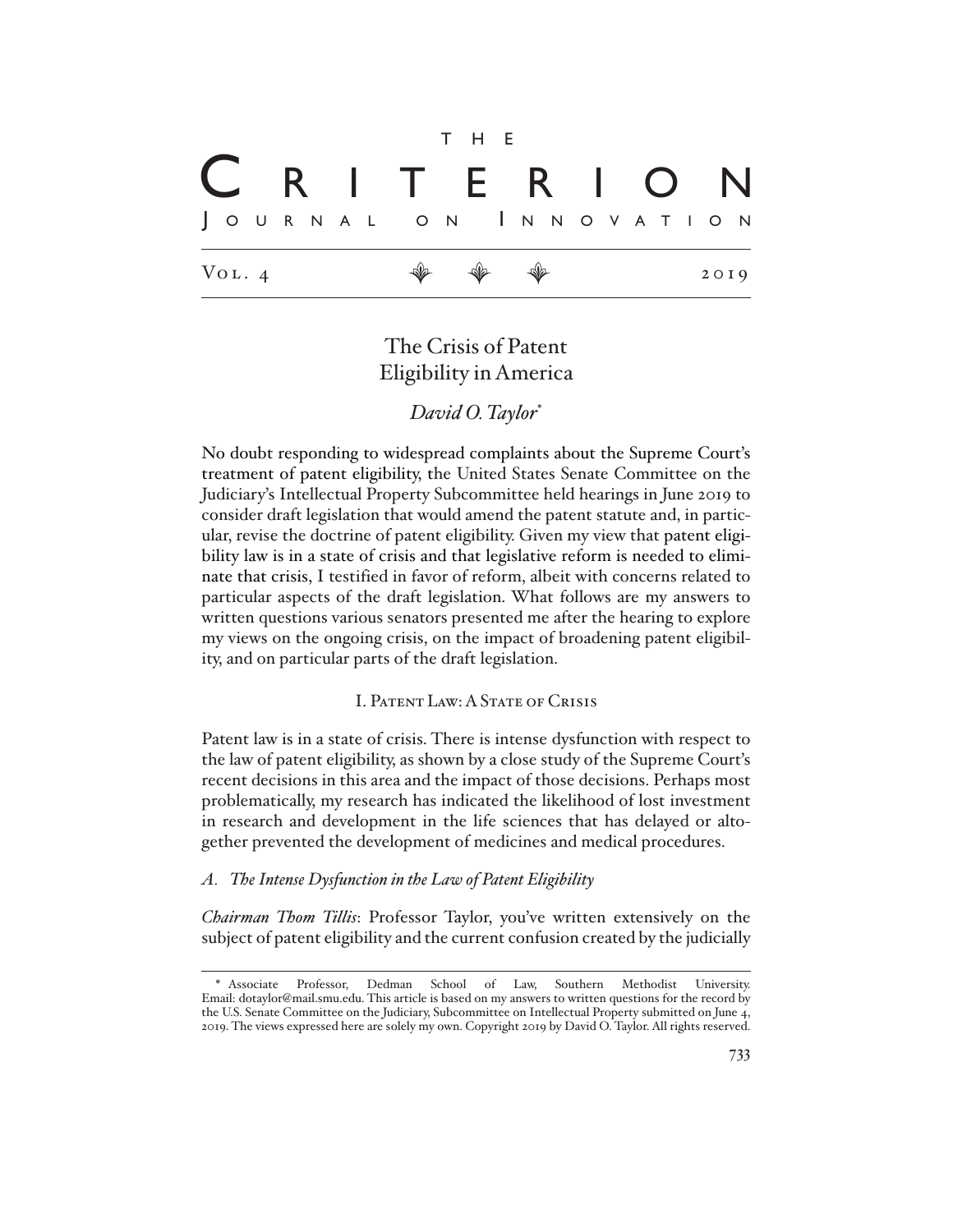# The Crisis of Patent Eligibility in America

*David O. Taylor*[*]

No doubt responding to widespread complaints about the Supreme Court's treatment of patent eligibility, the United States Senate Committee on the Judiciary's Intellectual Property Subcommittee held hearings in June 2019 to consider draft legislation that would amend the patent statute and, in particular, revise the doctrine of patent eligibility. Given my view that patent eligibility law is in a state of crisis and that legislative reform is needed to eliminate that crisis, I testified in favor of reform, albeit with concerns related to particular aspects of the draft legislation. What follows are my answers to written questions various senators presented me after the hearing to explore my views on the ongoing crisis, on the impact of broadening patent eligibility, and on particular parts of the draft legislation.

## I. Patent Law: A State of Crisis

Patent law is in a state of crisis. There is intense dysfunction with respect to the law of patent eligibility, as shown by a close study of the Supreme Court's recent decisions in this area and the impact of those decisions. Perhaps most problematically, my research has indicated the likelihood of lost investment in research and development in the life sciences that has delayed or altogether prevented the development of medicines and medical procedures.

### *A. The Intense Dysfunction in the Law of Patent Eligibility*

*Chairman Thom Tillis*: Professor Taylor, you've written extensively on the subject of patent eligibility and the current confusion created by the judicially

---

[*] Associate Professor, Dedman School of Law, Southern Methodist University. Email: dotaylor@mail.smu.edu. This article is based on my answers to written questions for the record by the U.S. Senate Committee on the Judiciary, Subcommittee on Intellectual Property submitted on June 4, 2019. The views expressed here are solely my own. Copyright 2019 by David O. Taylor. All rights reserved.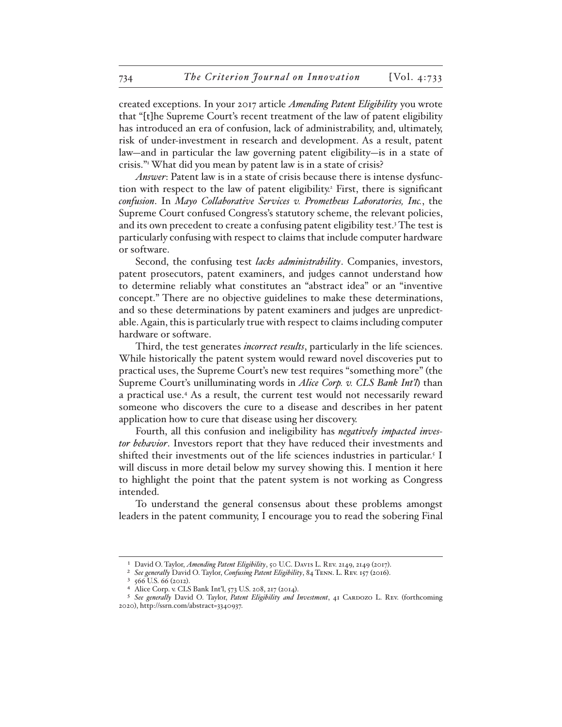created exceptions. In your 2017 article *Amending Patent Eligibility* you wrote that "[t]he Supreme Court's recent treatment of the law of patent eligibility has introduced an era of confusion, lack of administrability, and, ultimately, risk of under-investment in research and development. As a result, patent law—and in particular the law governing patent eligibility—is in a state of crisis."[1] What did you mean by patent law is in a state of crisis?

*Answer*: Patent law is in a state of crisis because there is intense dysfunction with respect to the law of patent eligibility.[2] First, there is significant *confusion*. In *Mayo Collaborative Services v. Prometheus Laboratories, Inc.*, the Supreme Court confused Congress's statutory scheme, the relevant policies, and its own precedent to create a confusing patent eligibility test.[3] The test is particularly confusing with respect to claims that include computer hardware or software.

Second, the confusing test *lacks administrability*. Companies, investors, patent prosecutors, patent examiners, and judges cannot understand how to determine reliably what constitutes an "abstract idea" or an "inventive concept." There are no objective guidelines to make these determinations, and so these determinations by patent examiners and judges are unpredictable. Again, this is particularly true with respect to claims including computer hardware or software.

Third, the test generates *incorrect results*, particularly in the life sciences. While historically the patent system would reward novel discoveries put to practical uses, the Supreme Court's new test requires "something more" (the Supreme Court's unilluminating words in *Alice Corp. v. CLS Bank Int'l*) than a practical use.[4] As a result, the current test would not necessarily reward someone who discovers the cure to a disease and describes in her patent application how to cure that disease using her discovery.

Fourth, all this confusion and ineligibility has *negatively impacted investor behavior*. Investors report that they have reduced their investments and shifted their investments out of the life sciences industries in particular.[5] I will discuss in more detail below my survey showing this. I mention it here to highlight the point that the patent system is not working as Congress intended.

To understand the general consensus about these problems amongst leaders in the patent community, I encourage you to read the sobering Final

---

[1] David O. Taylor, *Amending Patent Eligibility*, 50 U.C. Davis L. Rev. 2149, 2149 (2017).

[2] *See generally* David O. Taylor, *Confusing Patent Eligibility*, 84 Tenn. L. Rev. 157 (2016).

[3] 566 U.S. 66 (2012).

[4] Alice Corp. v. CLS Bank Int'l, 573 U.S. 208, 217 (2014).

[5] *See generally* David O. Taylor, *Patent Eligibility and Investment*, 41 Cardozo L. Rev. (forthcoming 2020), http://ssrn.com/abstract=3340937.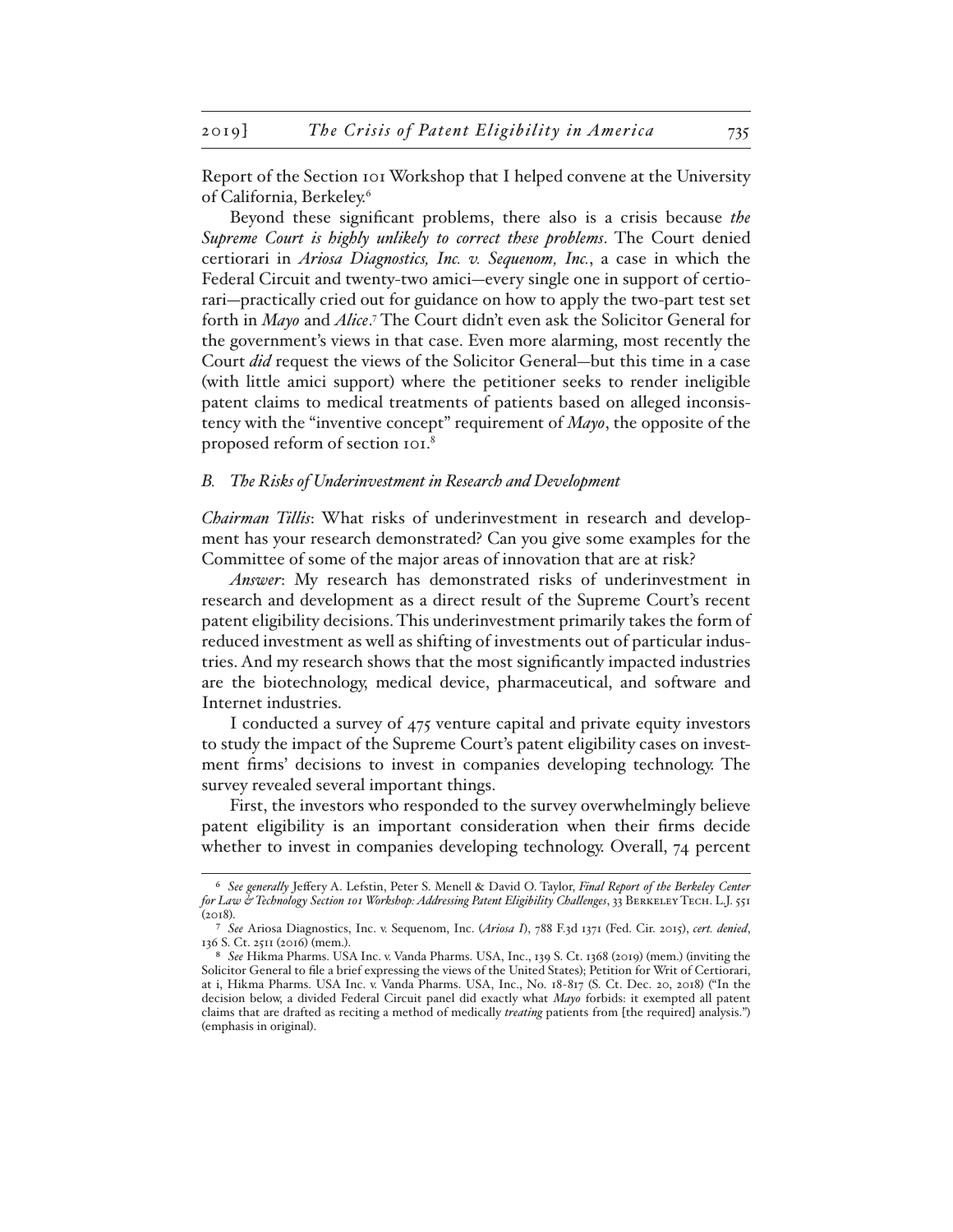Report of the Section 101 Workshop that I helped convene at the University of California, Berkeley.[6]

Beyond these significant problems, there also is a crisis because *the Supreme Court is highly unlikely to correct these problems*. The Court denied certiorari in *Ariosa Diagnostics, Inc. v. Sequenom, Inc.*, a case in which the Federal Circuit and twenty-two amici—every single one in support of certiorari—practically cried out for guidance on how to apply the two-part test set forth in *Mayo* and *Alice*.[7] The Court didn't even ask the Solicitor General for the government's views in that case. Even more alarming, most recently the Court *did* request the views of the Solicitor General—but this time in a case (with little amici support) where the petitioner seeks to render ineligible patent claims to medical treatments of patients based on alleged inconsistency with the "inventive concept" requirement of *Mayo*, the opposite of the proposed reform of section 101.[8]

### *B. The Risks of Underinvestment in Research and Development*

*Chairman Tillis*: What risks of underinvestment in research and development has your research demonstrated? Can you give some examples for the Committee of some of the major areas of innovation that are at risk?

*Answer*: My research has demonstrated risks of underinvestment in research and development as a direct result of the Supreme Court's recent patent eligibility decisions. This underinvestment primarily takes the form of reduced investment as well as shifting of investments out of particular industries. And my research shows that the most significantly impacted industries are the biotechnology, medical device, pharmaceutical, and software and Internet industries.

I conducted a survey of 475 venture capital and private equity investors to study the impact of the Supreme Court's patent eligibility cases on investment firms' decisions to invest in companies developing technology. The survey revealed several important things.

First, the investors who responded to the survey overwhelmingly believe patent eligibility is an important consideration when their firms decide whether to invest in companies developing technology. Overall, 74 percent

---

[6] *See generally* Jeffery A. Lefstin, Peter S. Menell & David O. Taylor, *Final Report of the Berkeley Center for Law & Technology Section 101 Workshop: Addressing Patent Eligibility Challenges*, 33 Berkeley Tech. L.J. 551 (2018).

[7] *See* Ariosa Diagnostics, Inc. v. Sequenom, Inc. (*Ariosa I*), 788 F.3d 1371 (Fed. Cir. 2015), *cert. denied*, 136 S. Ct. 2511 (2016) (mem.).

[8] *See* Hikma Pharms. USA Inc. v. Vanda Pharms. USA, Inc., 139 S. Ct. 1368 (2019) (mem.) (inviting the Solicitor General to file a brief expressing the views of the United States); Petition for Writ of Certiorari, at i, Hikma Pharms. USA Inc. v. Vanda Pharms. USA, Inc., No. 18-817 (S. Ct. Dec. 20, 2018) ("In the decision below, a divided Federal Circuit panel did exactly what *Mayo* forbids: it exempted all patent claims that are drafted as reciting a method of medically *treating* patients from [the required] analysis.") (emphasis in original).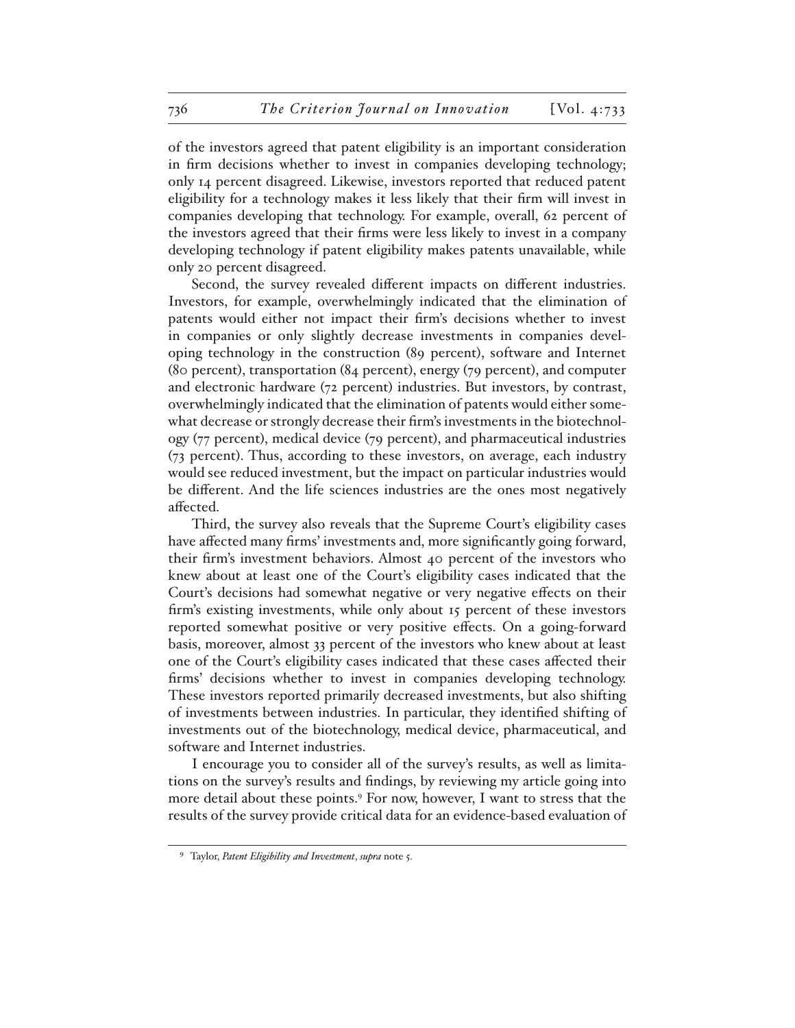of the investors agreed that patent eligibility is an important consideration in firm decisions whether to invest in companies developing technology; only 14 percent disagreed. Likewise, investors reported that reduced patent eligibility for a technology makes it less likely that their firm will invest in companies developing that technology. For example, overall, 62 percent of the investors agreed that their firms were less likely to invest in a company developing technology if patent eligibility makes patents unavailable, while only 20 percent disagreed.

Second, the survey revealed different impacts on different industries. Investors, for example, overwhelmingly indicated that the elimination of patents would either not impact their firm's decisions whether to invest in companies or only slightly decrease investments in companies developing technology in the construction (89 percent), software and Internet (80 percent), transportation (84 percent), energy (79 percent), and computer and electronic hardware (72 percent) industries. But investors, by contrast, overwhelmingly indicated that the elimination of patents would either somewhat decrease or strongly decrease their firm's investments in the biotechnology (77 percent), medical device (79 percent), and pharmaceutical industries (73 percent). Thus, according to these investors, on average, each industry would see reduced investment, but the impact on particular industries would be different. And the life sciences industries are the ones most negatively affected.

Third, the survey also reveals that the Supreme Court's eligibility cases have affected many firms' investments and, more significantly going forward, their firm's investment behaviors. Almost 40 percent of the investors who knew about at least one of the Court's eligibility cases indicated that the Court's decisions had somewhat negative or very negative effects on their firm's existing investments, while only about 15 percent of these investors reported somewhat positive or very positive effects. On a going-forward basis, moreover, almost 33 percent of the investors who knew about at least one of the Court's eligibility cases indicated that these cases affected their firms' decisions whether to invest in companies developing technology. These investors reported primarily decreased investments, but also shifting of investments between industries. In particular, they identified shifting of investments out of the biotechnology, medical device, pharmaceutical, and software and Internet industries.

I encourage you to consider all of the survey's results, as well as limitations on the survey's results and findings, by reviewing my article going into more detail about these points.[9] For now, however, I want to stress that the results of the survey provide critical data for an evidence-based evaluation of

[9] Taylor, *Patent Eligibility and Investment*, *supra* note 5.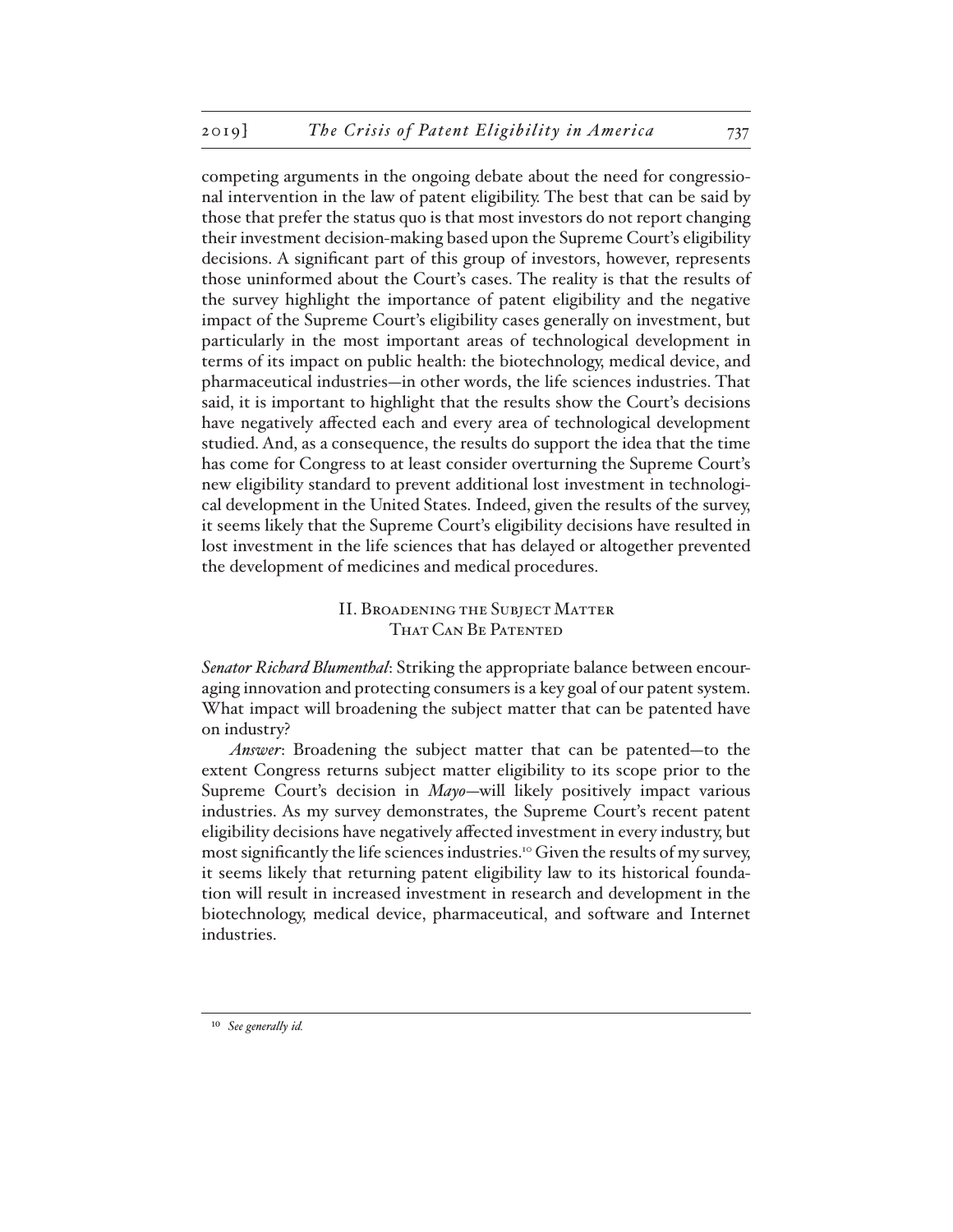competing arguments in the ongoing debate about the need for congressional intervention in the law of patent eligibility. The best that can be said by those that prefer the status quo is that most investors do not report changing their investment decision-making based upon the Supreme Court's eligibility decisions. A significant part of this group of investors, however, represents those uninformed about the Court's cases. The reality is that the results of the survey highlight the importance of patent eligibility and the negative impact of the Supreme Court's eligibility cases generally on investment, but particularly in the most important areas of technological development in terms of its impact on public health: the biotechnology, medical device, and pharmaceutical industries—in other words, the life sciences industries. That said, it is important to highlight that the results show the Court's decisions have negatively affected each and every area of technological development studied. And, as a consequence, the results do support the idea that the time has come for Congress to at least consider overturning the Supreme Court's new eligibility standard to prevent additional lost investment in technological development in the United States. Indeed, given the results of the survey, it seems likely that the Supreme Court's eligibility decisions have resulted in lost investment in the life sciences that has delayed or altogether prevented the development of medicines and medical procedures.

## II. Broadening the Subject Matter That Can Be Patented

*Senator Richard Blumenthal*: Striking the appropriate balance between encouraging innovation and protecting consumers is a key goal of our patent system. What impact will broadening the subject matter that can be patented have on industry?

*Answer*: Broadening the subject matter that can be patented—to the extent Congress returns subject matter eligibility to its scope prior to the Supreme Court's decision in *Mayo*—will likely positively impact various industries. As my survey demonstrates, the Supreme Court's recent patent eligibility decisions have negatively affected investment in every industry, but most significantly the life sciences industries.[10] Given the results of my survey, it seems likely that returning patent eligibility law to its historical foundation will result in increased investment in research and development in the biotechnology, medical device, pharmaceutical, and software and Internet industries.

[10] *See generally id.*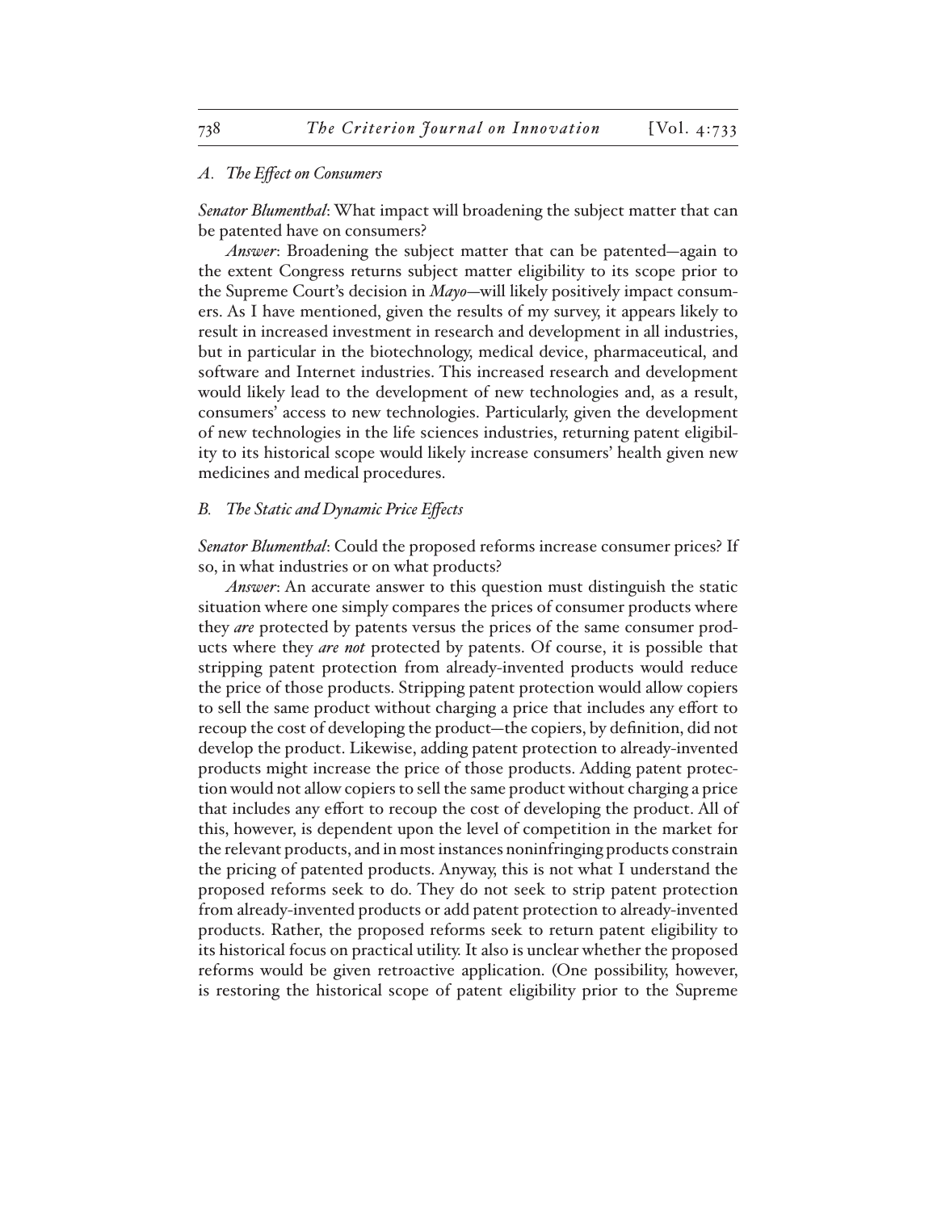### *A. The Effect on Consumers*

*Senator Blumenthal*: What impact will broadening the subject matter that can be patented have on consumers?

*Answer*: Broadening the subject matter that can be patented—again to the extent Congress returns subject matter eligibility to its scope prior to the Supreme Court's decision in *Mayo*—will likely positively impact consumers. As I have mentioned, given the results of my survey, it appears likely to result in increased investment in research and development in all industries, but in particular in the biotechnology, medical device, pharmaceutical, and software and Internet industries. This increased research and development would likely lead to the development of new technologies and, as a result, consumers' access to new technologies. Particularly, given the development of new technologies in the life sciences industries, returning patent eligibility to its historical scope would likely increase consumers' health given new medicines and medical procedures.

### *B. The Static and Dynamic Price Effects*

*Senator Blumenthal*: Could the proposed reforms increase consumer prices? If so, in what industries or on what products?

*Answer*: An accurate answer to this question must distinguish the static situation where one simply compares the prices of consumer products where they *are* protected by patents versus the prices of the same consumer products where they *are not* protected by patents. Of course, it is possible that stripping patent protection from already-invented products would reduce the price of those products. Stripping patent protection would allow copiers to sell the same product without charging a price that includes any effort to recoup the cost of developing the product—the copiers, by definition, did not develop the product. Likewise, adding patent protection to already-invented products might increase the price of those products. Adding patent protection would not allow copiers to sell the same product without charging a price that includes any effort to recoup the cost of developing the product. All of this, however, is dependent upon the level of competition in the market for the relevant products, and in most instances noninfringing products constrain the pricing of patented products. Anyway, this is not what I understand the proposed reforms seek to do. They do not seek to strip patent protection from already-invented products or add patent protection to already-invented products. Rather, the proposed reforms seek to return patent eligibility to its historical focus on practical utility. It also is unclear whether the proposed reforms would be given retroactive application. (One possibility, however, is restoring the historical scope of patent eligibility prior to the Supreme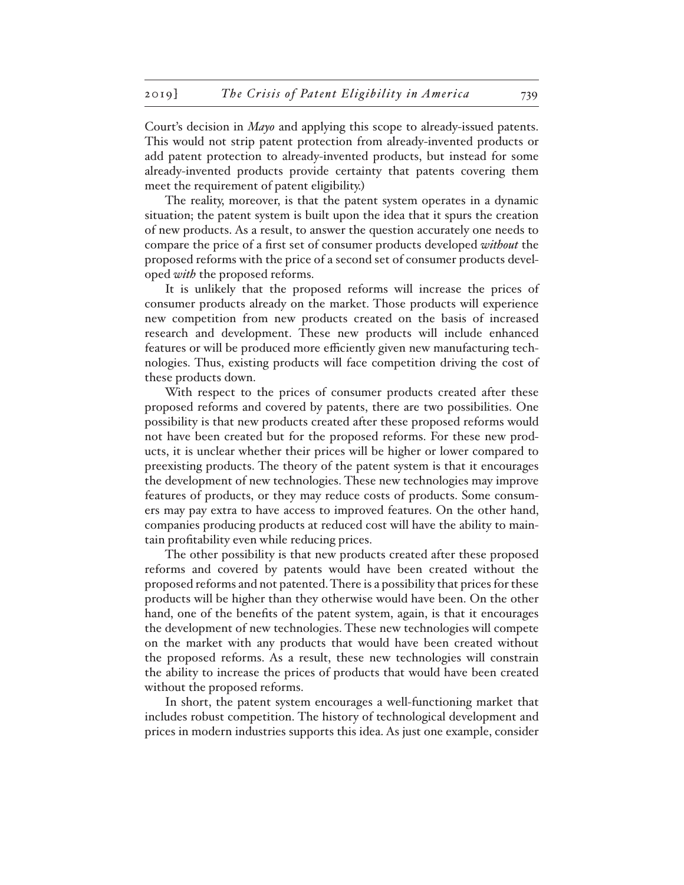Court's decision in *Mayo* and applying this scope to already-issued patents. This would not strip patent protection from already-invented products or add patent protection to already-invented products, but instead for some already-invented products provide certainty that patents covering them meet the requirement of patent eligibility.)

The reality, moreover, is that the patent system operates in a dynamic situation; the patent system is built upon the idea that it spurs the creation of new products. As a result, to answer the question accurately one needs to compare the price of a first set of consumer products developed *without* the proposed reforms with the price of a second set of consumer products developed *with* the proposed reforms.

It is unlikely that the proposed reforms will increase the prices of consumer products already on the market. Those products will experience new competition from new products created on the basis of increased research and development. These new products will include enhanced features or will be produced more efficiently given new manufacturing technologies. Thus, existing products will face competition driving the cost of these products down.

With respect to the prices of consumer products created after these proposed reforms and covered by patents, there are two possibilities. One possibility is that new products created after these proposed reforms would not have been created but for the proposed reforms. For these new products, it is unclear whether their prices will be higher or lower compared to preexisting products. The theory of the patent system is that it encourages the development of new technologies. These new technologies may improve features of products, or they may reduce costs of products. Some consumers may pay extra to have access to improved features. On the other hand, companies producing products at reduced cost will have the ability to maintain profitability even while reducing prices.

The other possibility is that new products created after these proposed reforms and covered by patents would have been created without the proposed reforms and not patented. There is a possibility that prices for these products will be higher than they otherwise would have been. On the other hand, one of the benefits of the patent system, again, is that it encourages the development of new technologies. These new technologies will compete on the market with any products that would have been created without the proposed reforms. As a result, these new technologies will constrain the ability to increase the prices of products that would have been created without the proposed reforms.

In short, the patent system encourages a well-functioning market that includes robust competition. The history of technological development and prices in modern industries supports this idea. As just one example, consider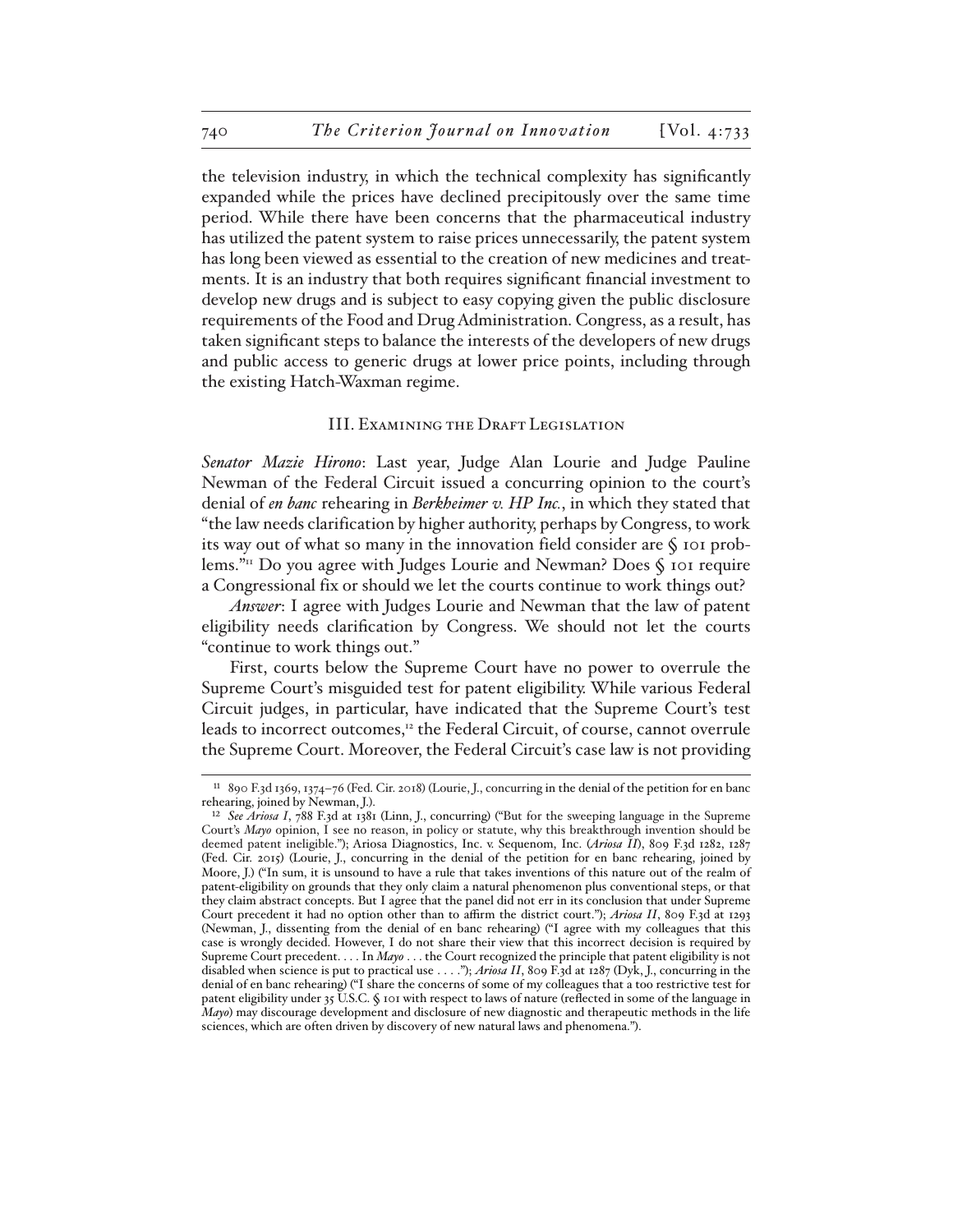the television industry, in which the technical complexity has significantly expanded while the prices have declined precipitously over the same time period. While there have been concerns that the pharmaceutical industry has utilized the patent system to raise prices unnecessarily, the patent system has long been viewed as essential to the creation of new medicines and treatments. It is an industry that both requires significant financial investment to develop new drugs and is subject to easy copying given the public disclosure requirements of the Food and Drug Administration. Congress, as a result, has taken significant steps to balance the interests of the developers of new drugs and public access to generic drugs at lower price points, including through the existing Hatch-Waxman regime.

## III. Examining the Draft Legislation

*Senator Mazie Hirono*: Last year, Judge Alan Lourie and Judge Pauline Newman of the Federal Circuit issued a concurring opinion to the court's denial of *en banc* rehearing in *Berkheimer v. HP Inc.*, in which they stated that "the law needs clarification by higher authority, perhaps by Congress, to work its way out of what so many in the innovation field consider are § 101 problems."[11] Do you agree with Judges Lourie and Newman? Does § 101 require a Congressional fix or should we let the courts continue to work things out?

*Answer*: I agree with Judges Lourie and Newman that the law of patent eligibility needs clarification by Congress. We should not let the courts "continue to work things out."

First, courts below the Supreme Court have no power to overrule the Supreme Court's misguided test for patent eligibility. While various Federal Circuit judges, in particular, have indicated that the Supreme Court's test leads to incorrect outcomes,[12] the Federal Circuit, of course, cannot overrule the Supreme Court. Moreover, the Federal Circuit's case law is not providing

---

[11] 890 F.3d 1369, 1374–76 (Fed. Cir. 2018) (Lourie, J., concurring in the denial of the petition for en banc rehearing, joined by Newman, J.).

[12] *See Ariosa I*, 788 F.3d at 1381 (Linn, J., concurring) ("But for the sweeping language in the Supreme Court's *Mayo* opinion, I see no reason, in policy or statute, why this breakthrough invention should be deemed patent ineligible."); Ariosa Diagnostics, Inc. v. Sequenom, Inc. (*Ariosa II*), 809 F.3d 1282, 1287 (Fed. Cir. 2015) (Lourie, J., concurring in the denial of the petition for en banc rehearing, joined by Moore, J.) ("In sum, it is unsound to have a rule that takes inventions of this nature out of the realm of patent-eligibility on grounds that they only claim a natural phenomenon plus conventional steps, or that they claim abstract concepts. But I agree that the panel did not err in its conclusion that under Supreme Court precedent it had no option other than to affirm the district court."); *Ariosa II*, 809 F.3d at 1293 (Newman, J., dissenting from the denial of en banc rehearing) ("I agree with my colleagues that this case is wrongly decided. However, I do not share their view that this incorrect decision is required by Supreme Court precedent. . . . In *Mayo* . . . the Court recognized the principle that patent eligibility is not disabled when science is put to practical use . . . ."); *Ariosa II*, 809 F.3d at 1287 (Dyk, J., concurring in the denial of en banc rehearing) ("I share the concerns of some of my colleagues that a too restrictive test for patent eligibility under 35 U.S.C. § 101 with respect to laws of nature (reflected in some of the language in *Mayo*) may discourage development and disclosure of new diagnostic and therapeutic methods in the life sciences, which are often driven by discovery of new natural laws and phenomena.").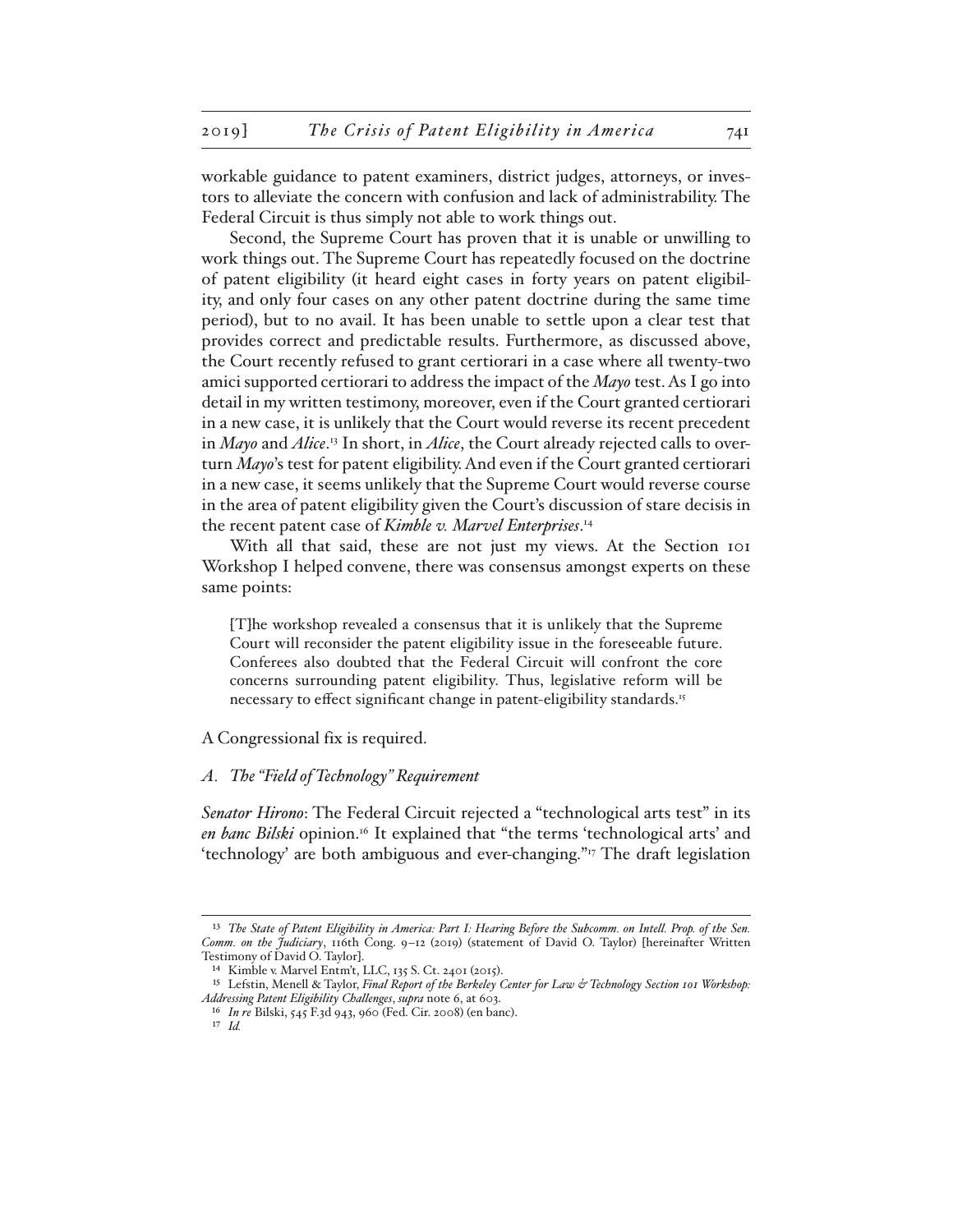workable guidance to patent examiners, district judges, attorneys, or investors to alleviate the concern with confusion and lack of administrability. The Federal Circuit is thus simply not able to work things out.

Second, the Supreme Court has proven that it is unable or unwilling to work things out. The Supreme Court has repeatedly focused on the doctrine of patent eligibility (it heard eight cases in forty years on patent eligibility, and only four cases on any other patent doctrine during the same time period), but to no avail. It has been unable to settle upon a clear test that provides correct and predictable results. Furthermore, as discussed above, the Court recently refused to grant certiorari in a case where all twenty-two amici supported certiorari to address the impact of the *Mayo* test. As I go into detail in my written testimony, moreover, even if the Court granted certiorari in a new case, it is unlikely that the Court would reverse its recent precedent in *Mayo* and *Alice*.[13] In short, in *Alice*, the Court already rejected calls to overturn *Mayo*'s test for patent eligibility. And even if the Court granted certiorari in a new case, it seems unlikely that the Supreme Court would reverse course in the area of patent eligibility given the Court's discussion of stare decisis in the recent patent case of *Kimble v. Marvel Enterprises*.[14]

With all that said, these are not just my views. At the Section 101 Workshop I helped convene, there was consensus amongst experts on these same points:

> [T]he workshop revealed a consensus that it is unlikely that the Supreme Court will reconsider the patent eligibility issue in the foreseeable future. Conferees also doubted that the Federal Circuit will confront the core concerns surrounding patent eligibility. Thus, legislative reform will be necessary to effect significant change in patent-eligibility standards.[15]

A Congressional fix is required.

### *A. The "Field of Technology" Requirement*

***Senator Hirono***: The Federal Circuit rejected a "technological arts test" in its ***en banc Bilski*** opinion.[16] It explained that "the terms 'technological arts' and 'technology' are both ambiguous and ever-changing."[17] The draft legislation

---

[13] *The State of Patent Eligibility in America: Part I: Hearing Before the Subcomm. on Intell. Prop. of the Sen. Comm. on the Judiciary*, 116th Cong. 9–12 (2019) (statement of David O. Taylor) [hereinafter Written Testimony of David O. Taylor].

[14] Kimble v. Marvel Entm't, LLC, 135 S. Ct. 2401 (2015).

[15] Lefstin, Menell & Taylor, *Final Report of the Berkeley Center for Law & Technology Section 101 Workshop: Addressing Patent Eligibility Challenges*, *supra* note 6, at 603.

[16] *In re* Bilski, 545 F.3d 943, 960 (Fed. Cir. 2008) (en banc).

[17] *Id.*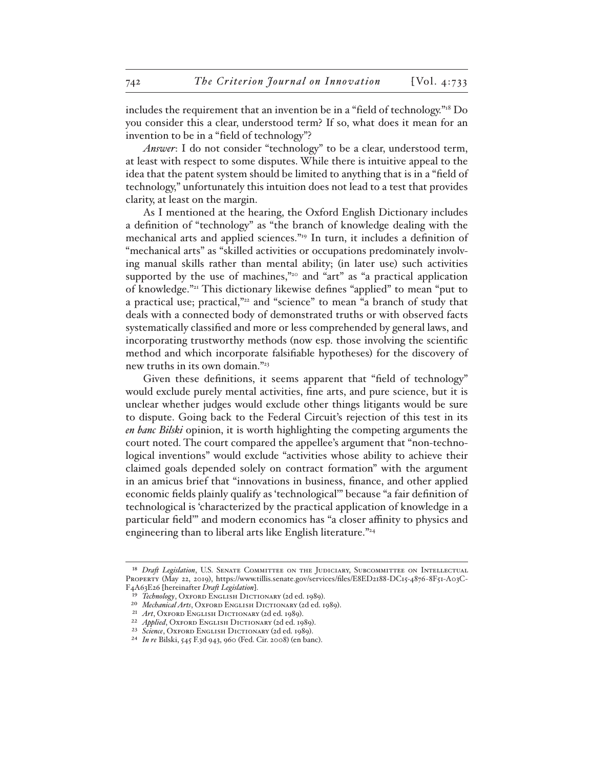includes the requirement that an invention be in a "field of technology."[18] Do you consider this a clear, understood term? If so, what does it mean for an invention to be in a "field of technology"?

*Answer*: I do not consider "technology" to be a clear, understood term, at least with respect to some disputes. While there is intuitive appeal to the idea that the patent system should be limited to anything that is in a "field of technology," unfortunately this intuition does not lead to a test that provides clarity, at least on the margin.

As I mentioned at the hearing, the Oxford English Dictionary includes a definition of "technology" as "the branch of knowledge dealing with the mechanical arts and applied sciences."[19] In turn, it includes a definition of "mechanical arts" as "skilled activities or occupations predominately involving manual skills rather than mental ability; (in later use) such activities supported by the use of machines,"[20] and "art" as "a practical application of knowledge."[21] This dictionary likewise defines "applied" to mean "put to a practical use; practical,"[22] and "science" to mean "a branch of study that deals with a connected body of demonstrated truths or with observed facts systematically classified and more or less comprehended by general laws, and incorporating trustworthy methods (now esp. those involving the scientific method and which incorporate falsifiable hypotheses) for the discovery of new truths in its own domain."[23]

Given these definitions, it seems apparent that "field of technology" would exclude purely mental activities, fine arts, and pure science, but it is unclear whether judges would exclude other things litigants would be sure to dispute. Going back to the Federal Circuit's rejection of this test in its *en banc Bilski* opinion, it is worth highlighting the competing arguments the court noted. The court compared the appellee's argument that "non-technological inventions" would exclude "activities whose ability to achieve their claimed goals depended solely on contract formation" with the argument in an amicus brief that "innovations in business, finance, and other applied economic fields plainly qualify as 'technological'" because "a fair definition of technological is 'characterized by the practical application of knowledge in a particular field'" and modern economics has "a closer affinity to physics and engineering than to liberal arts like English literature."[24]

---

[18] *Draft Legislation*, U.S. Senate Committee on the Judiciary, Subcommittee on Intellectual Property (May 22, 2019), https://www.tillis.senate.gov/services/files/E8ED2188-DC15-4876-8F51-A03C-F4A63E26 [hereinafter *Draft Legislation*].

[19] *Technology*, Oxford English Dictionary (2d ed. 1989).

[20] *Mechanical Arts*, Oxford English Dictionary (2d ed. 1989).

[21] *Art*, Oxford English Dictionary (2d ed. 1989).

[22] *Applied*, Oxford English Dictionary (2d ed. 1989).

[23] *Science*, Oxford English Dictionary (2d ed. 1989).

[24] *In re* Bilski, 545 F.3d 943, 960 (Fed. Cir. 2008) (en banc).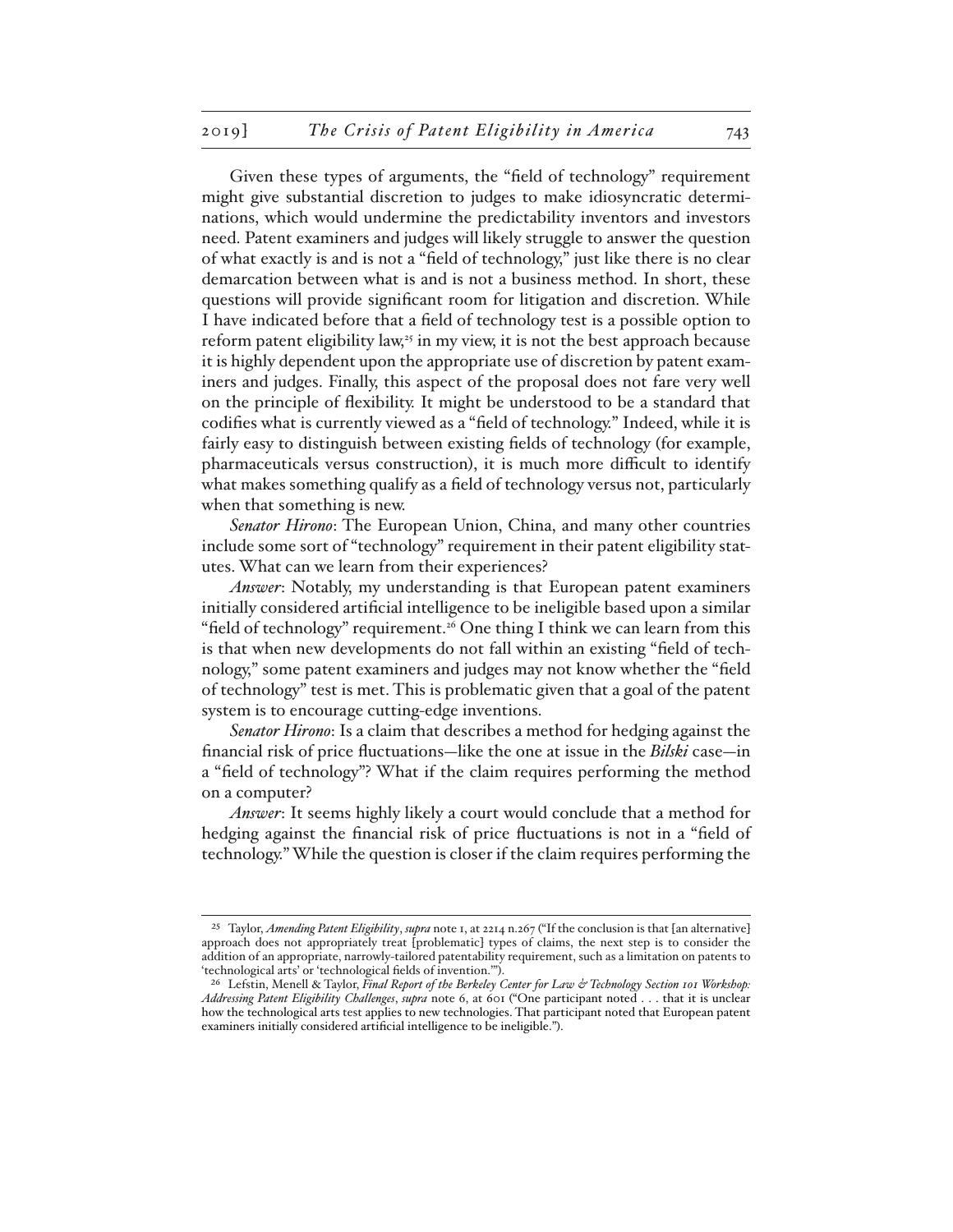Given these types of arguments, the "field of technology" requirement might give substantial discretion to judges to make idiosyncratic determinations, which would undermine the predictability inventors and investors need. Patent examiners and judges will likely struggle to answer the question of what exactly is and is not a "field of technology," just like there is no clear demarcation between what is and is not a business method. In short, these questions will provide significant room for litigation and discretion. While I have indicated before that a field of technology test is a possible option to reform patent eligibility law,[25] in my view, it is not the best approach because it is highly dependent upon the appropriate use of discretion by patent examiners and judges. Finally, this aspect of the proposal does not fare very well on the principle of flexibility. It might be understood to be a standard that codifies what is currently viewed as a "field of technology." Indeed, while it is fairly easy to distinguish between existing fields of technology (for example, pharmaceuticals versus construction), it is much more difficult to identify what makes something qualify as a field of technology versus not, particularly when that something is new.

*Senator Hirono*: The European Union, China, and many other countries include some sort of "technology" requirement in their patent eligibility statutes. What can we learn from their experiences?

*Answer*: Notably, my understanding is that European patent examiners initially considered artificial intelligence to be ineligible based upon a similar "field of technology" requirement.[26] One thing I think we can learn from this is that when new developments do not fall within an existing "field of technology," some patent examiners and judges may not know whether the "field of technology" test is met. This is problematic given that a goal of the patent system is to encourage cutting-edge inventions.

*Senator Hirono*: Is a claim that describes a method for hedging against the financial risk of price fluctuations—like the one at issue in the *Bilski* case—in a "field of technology"? What if the claim requires performing the method on a computer?

*Answer*: It seems highly likely a court would conclude that a method for hedging against the financial risk of price fluctuations is not in a "field of technology." While the question is closer if the claim requires performing the

---

[25] Taylor, *Amending Patent Eligibility*, *supra* note 1, at 2214 n.267 ("If the conclusion is that [an alternative] approach does not appropriately treat [problematic] types of claims, the next step is to consider the addition of an appropriate, narrowly-tailored patentability requirement, such as a limitation on patents to 'technological arts' or 'technological fields of invention.'").

[26] Lefstin, Menell & Taylor, *Final Report of the Berkeley Center for Law & Technology Section 101 Workshop: Addressing Patent Eligibility Challenges*, *supra* note 6, at 601 ("One participant noted . . . that it is unclear how the technological arts test applies to new technologies. That participant noted that European patent examiners initially considered artificial intelligence to be ineligible.").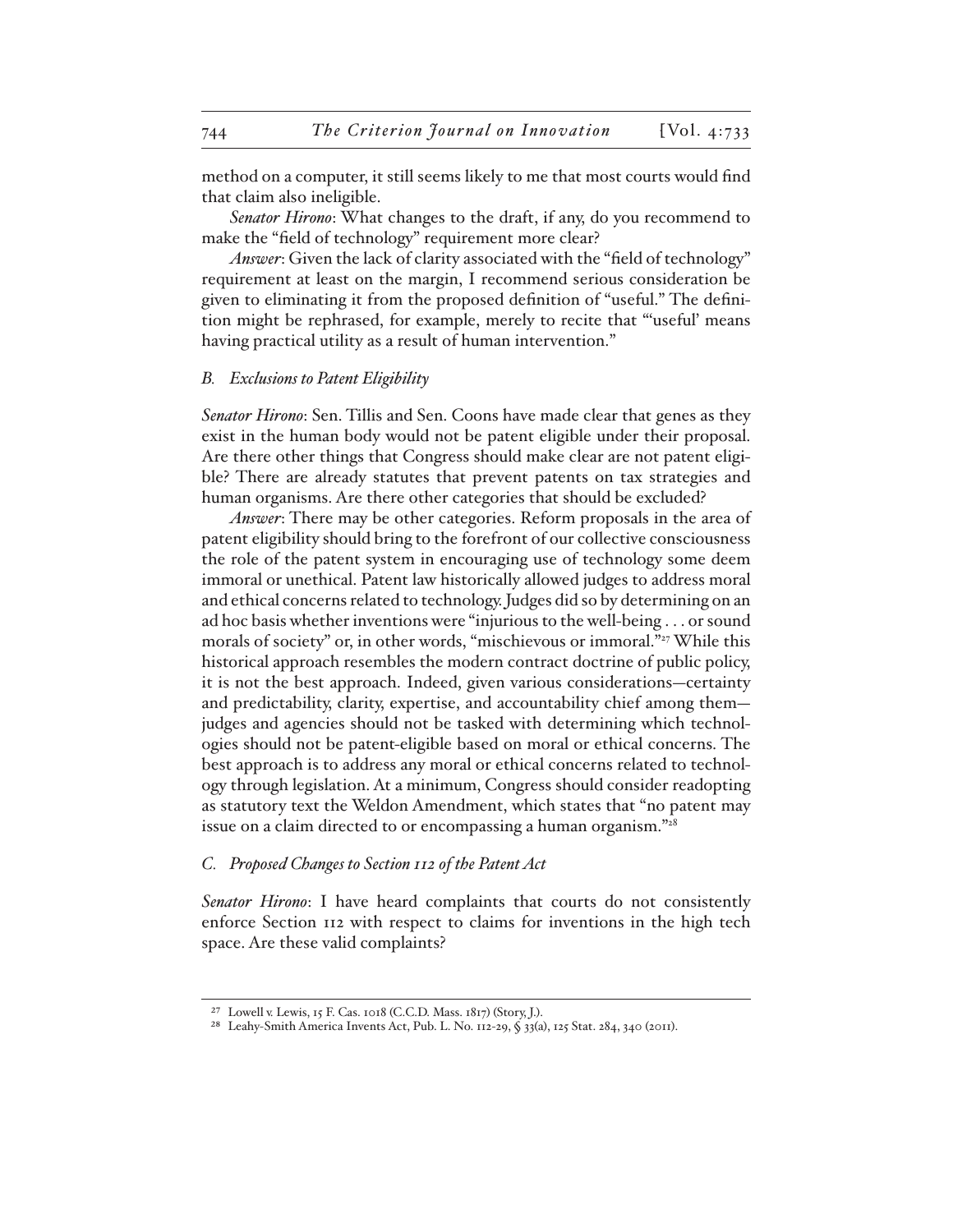method on a computer, it still seems likely to me that most courts would find that claim also ineligible.

*Senator Hirono*: What changes to the draft, if any, do you recommend to make the "field of technology" requirement more clear?

*Answer*: Given the lack of clarity associated with the "field of technology" requirement at least on the margin, I recommend serious consideration be given to eliminating it from the proposed definition of "useful." The definition might be rephrased, for example, merely to recite that "'useful' means having practical utility as a result of human intervention."

### *B. Exclusions to Patent Eligibility*

*Senator Hirono*: Sen. Tillis and Sen. Coons have made clear that genes as they exist in the human body would not be patent eligible under their proposal. Are there other things that Congress should make clear are not patent eligible? There are already statutes that prevent patents on tax strategies and human organisms. Are there other categories that should be excluded?

*Answer*: There may be other categories. Reform proposals in the area of patent eligibility should bring to the forefront of our collective consciousness the role of the patent system in encouraging use of technology some deem immoral or unethical. Patent law historically allowed judges to address moral and ethical concerns related to technology. Judges did so by determining on an ad hoc basis whether inventions were "injurious to the well-being . . . or sound morals of society" or, in other words, "mischievous or immoral."[27] While this historical approach resembles the modern contract doctrine of public policy, it is not the best approach. Indeed, given various considerations—certainty and predictability, clarity, expertise, and accountability chief among them—judges and agencies should not be tasked with determining which technologies should not be patent-eligible based on moral or ethical concerns. The best approach is to address any moral or ethical concerns related to technology through legislation. At a minimum, Congress should consider readopting as statutory text the Weldon Amendment, which states that "no patent may issue on a claim directed to or encompassing a human organism."[28]

### *C. Proposed Changes to Section 112 of the Patent Act*

*Senator Hirono*: I have heard complaints that courts do not consistently enforce Section 112 with respect to claims for inventions in the high tech space. Are these valid complaints?

---

[27] Lowell v. Lewis, 15 F. Cas. 1018 (C.C.D. Mass. 1817) (Story, J.).

[28] Leahy-Smith America Invents Act, Pub. L. No. 112-29, § 33(a), 125 Stat. 284, 340 (2011).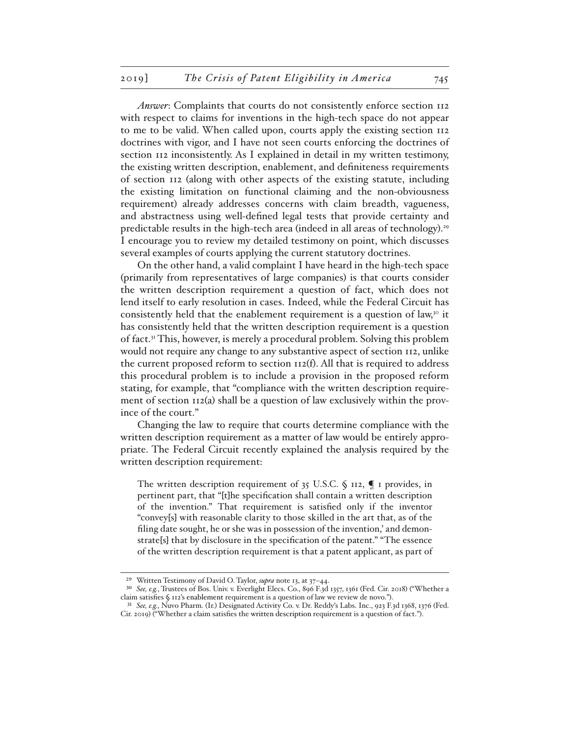*Answer*: Complaints that courts do not consistently enforce section 112 with respect to claims for inventions in the high-tech space do not appear to me to be valid. When called upon, courts apply the existing section 112 doctrines with vigor, and I have not seen courts enforcing the doctrines of section 112 inconsistently. As I explained in detail in my written testimony, the existing written description, enablement, and definiteness requirements of section 112 (along with other aspects of the existing statute, including the existing limitation on functional claiming and the non-obviousness requirement) already addresses concerns with claim breadth, vagueness, and abstractness using well-defined legal tests that provide certainty and predictable results in the high-tech area (indeed in all areas of technology).[29] I encourage you to review my detailed testimony on point, which discusses several examples of courts applying the current statutory doctrines.

On the other hand, a valid complaint I have heard in the high-tech space (primarily from representatives of large companies) is that courts consider the written description requirement a question of fact, which does not lend itself to early resolution in cases. Indeed, while the Federal Circuit has consistently held that the enablement requirement is a question of law,[30] it has consistently held that the written description requirement is a question of fact.[31] This, however, is merely a procedural problem. Solving this problem would not require any change to any substantive aspect of section 112, unlike the current proposed reform to section 112(f). All that is required to address this procedural problem is to include a provision in the proposed reform stating, for example, that "compliance with the written description requirement of section 112(a) shall be a question of law exclusively within the province of the court."

Changing the law to require that courts determine compliance with the written description requirement as a matter of law would be entirely appropriate. The Federal Circuit recently explained the analysis required by the written description requirement:

> The written description requirement of 35 U.S.C. § 112, ¶ 1 provides, in pertinent part, that "[t]he specification shall contain a written description of the invention." That requirement is satisfied only if the inventor "convey[s] with reasonable clarity to those skilled in the art that, as of the filing date sought, he or she was in possession of the invention,' and demonstrate[s] that by disclosure in the specification of the patent." "The essence of the written description requirement is that a patent applicant, as part of

---

[29] Written Testimony of David O. Taylor, *supra* note 13, at 37–44.

[30] *See, e.g.*, Trustees of Bos. Univ. v. Everlight Elecs. Co., 896 F.3d 1357, 1361 (Fed. Cir. 2018) ("Whether a claim satisfies § 112's enablement requirement is a question of law we review de novo.").

[31] *See, e.g.*, Nuvo Pharm. (Ir.) Designated Activity Co. v. Dr. Reddy's Labs. Inc., 923 F.3d 1368, 1376 (Fed. Cir. 2019) ("Whether a claim satisfies the written description requirement is a question of fact.").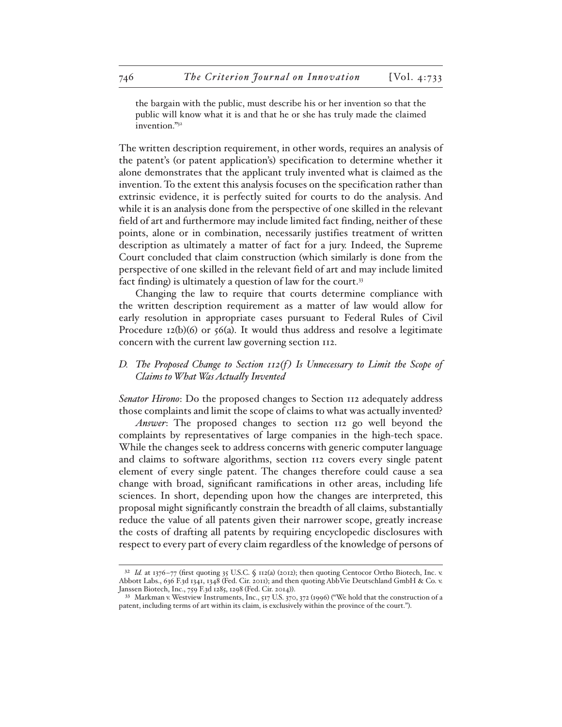the bargain with the public, must describe his or her invention so that the public will know what it is and that he or she has truly made the claimed invention."[32]

The written description requirement, in other words, requires an analysis of the patent's (or patent application's) specification to determine whether it alone demonstrates that the applicant truly invented what is claimed as the invention. To the extent this analysis focuses on the specification rather than extrinsic evidence, it is perfectly suited for courts to do the analysis. And while it is an analysis done from the perspective of one skilled in the relevant field of art and furthermore may include limited fact finding, neither of these points, alone or in combination, necessarily justifies treatment of written description as ultimately a matter of fact for a jury. Indeed, the Supreme Court concluded that claim construction (which similarly is done from the perspective of one skilled in the relevant field of art and may include limited fact finding) is ultimately a question of law for the court.[33]

Changing the law to require that courts determine compliance with the written description requirement as a matter of law would allow for early resolution in appropriate cases pursuant to Federal Rules of Civil Procedure 12(b)(6) or 56(a). It would thus address and resolve a legitimate concern with the current law governing section 112.

### *D. The Proposed Change to Section 112(f) Is Unnecessary to Limit the Scope of Claims to What Was Actually Invented*

*Senator Hirono*: Do the proposed changes to Section 112 adequately address those complaints and limit the scope of claims to what was actually invented?

*Answer*: The proposed changes to section 112 go well beyond the complaints by representatives of large companies in the high-tech space. While the changes seek to address concerns with generic computer language and claims to software algorithms, section 112 covers every single patent element of every single patent. The changes therefore could cause a sea change with broad, significant ramifications in other areas, including life sciences. In short, depending upon how the changes are interpreted, this proposal might significantly constrain the breadth of all claims, substantially reduce the value of all patents given their narrower scope, greatly increase the costs of drafting all patents by requiring encyclopedic disclosures with respect to every part of every claim regardless of the knowledge of persons of

---

[32] *Id.* at 1376–77 (first quoting 35 U.S.C. § 112(a) (2012); then quoting Centocor Ortho Biotech, Inc. v. Abbott Labs., 636 F.3d 1341, 1348 (Fed. Cir. 2011); and then quoting AbbVie Deutschland GmbH & Co. v. Janssen Biotech, Inc., 759 F.3d 1285, 1298 (Fed. Cir. 2014)).

[33] Markman v. Westview Instruments, Inc., 517 U.S. 370, 372 (1996) ("We hold that the construction of a patent, including terms of art within its claim, is exclusively within the province of the court.").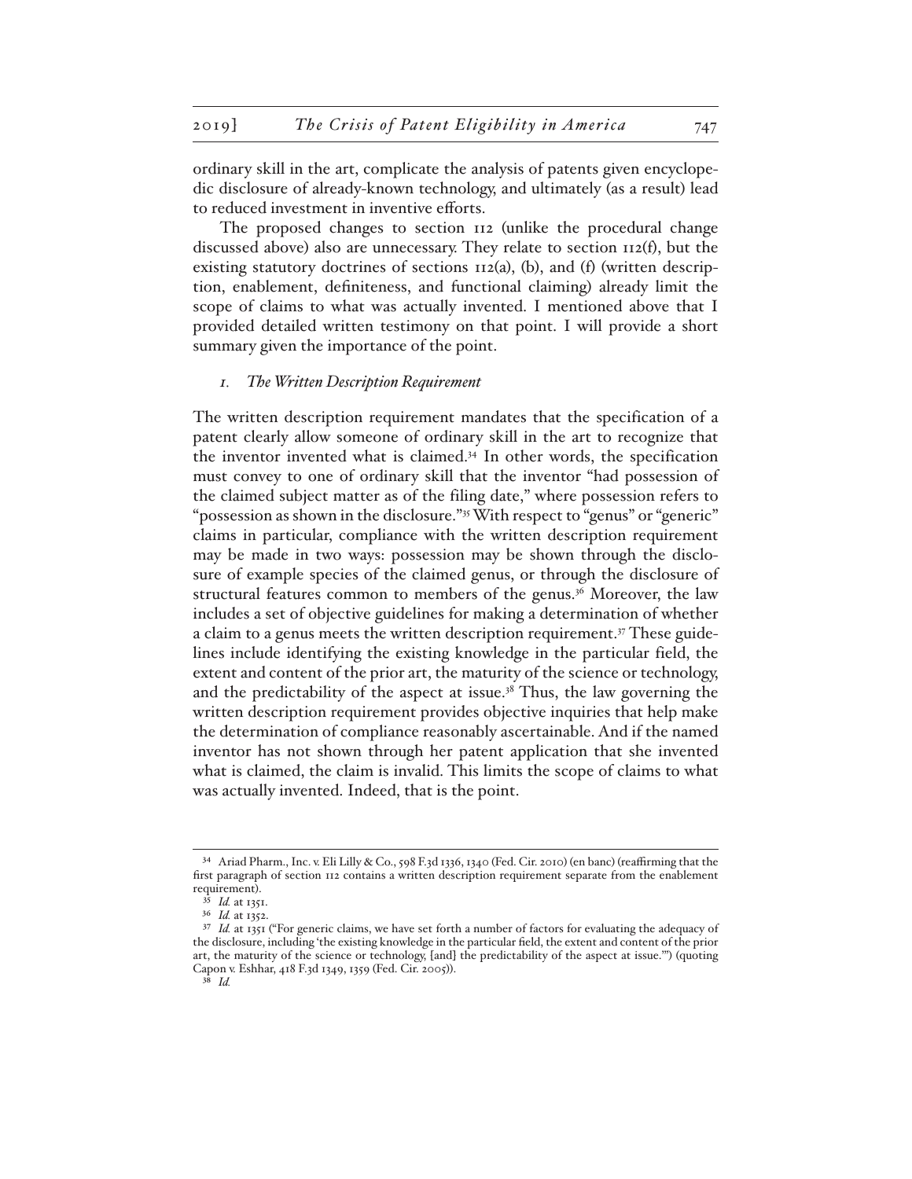ordinary skill in the art, complicate the analysis of patents given encyclopedic disclosure of already-known technology, and ultimately (as a result) lead to reduced investment in inventive efforts.

The proposed changes to section 112 (unlike the procedural change discussed above) also are unnecessary. They relate to section 112(f), but the existing statutory doctrines of sections 112(a), (b), and (f) (written description, enablement, definiteness, and functional claiming) already limit the scope of claims to what was actually invented. I mentioned above that I provided detailed written testimony on that point. I will provide a short summary given the importance of the point.

### *1. The Written Description Requirement*

The written description requirement mandates that the specification of a patent clearly allow someone of ordinary skill in the art to recognize that the inventor invented what is claimed.[34] In other words, the specification must convey to one of ordinary skill that the inventor "had possession of the claimed subject matter as of the filing date," where possession refers to "possession as shown in the disclosure."[35] With respect to "genus" or "generic" claims in particular, compliance with the written description requirement may be made in two ways: possession may be shown through the disclosure of example species of the claimed genus, or through the disclosure of structural features common to members of the genus.[36] Moreover, the law includes a set of objective guidelines for making a determination of whether a claim to a genus meets the written description requirement.[37] These guidelines include identifying the existing knowledge in the particular field, the extent and content of the prior art, the maturity of the science or technology, and the predictability of the aspect at issue.[38] Thus, the law governing the written description requirement provides objective inquiries that help make the determination of compliance reasonably ascertainable. And if the named inventor has not shown through her patent application that she invented what is claimed, the claim is invalid. This limits the scope of claims to what was actually invented. Indeed, that is the point.

---

[34] Ariad Pharm., Inc. v. Eli Lilly & Co., 598 F.3d 1336, 1340 (Fed. Cir. 2010) (en banc) (reaffirming that the first paragraph of section 112 contains a written description requirement separate from the enablement requirement).

[35] *Id.* at 1351.

[36] *Id.* at 1352.

[37] *Id.* at 1351 ("For generic claims, we have set forth a number of factors for evaluating the adequacy of the disclosure, including 'the existing knowledge in the particular field, the extent and content of the prior art, the maturity of the science or technology, [and] the predictability of the aspect at issue.'") (quoting Capon v. Eshhar, 418 F.3d 1349, 1359 (Fed. Cir. 2005)).

[38] *Id.*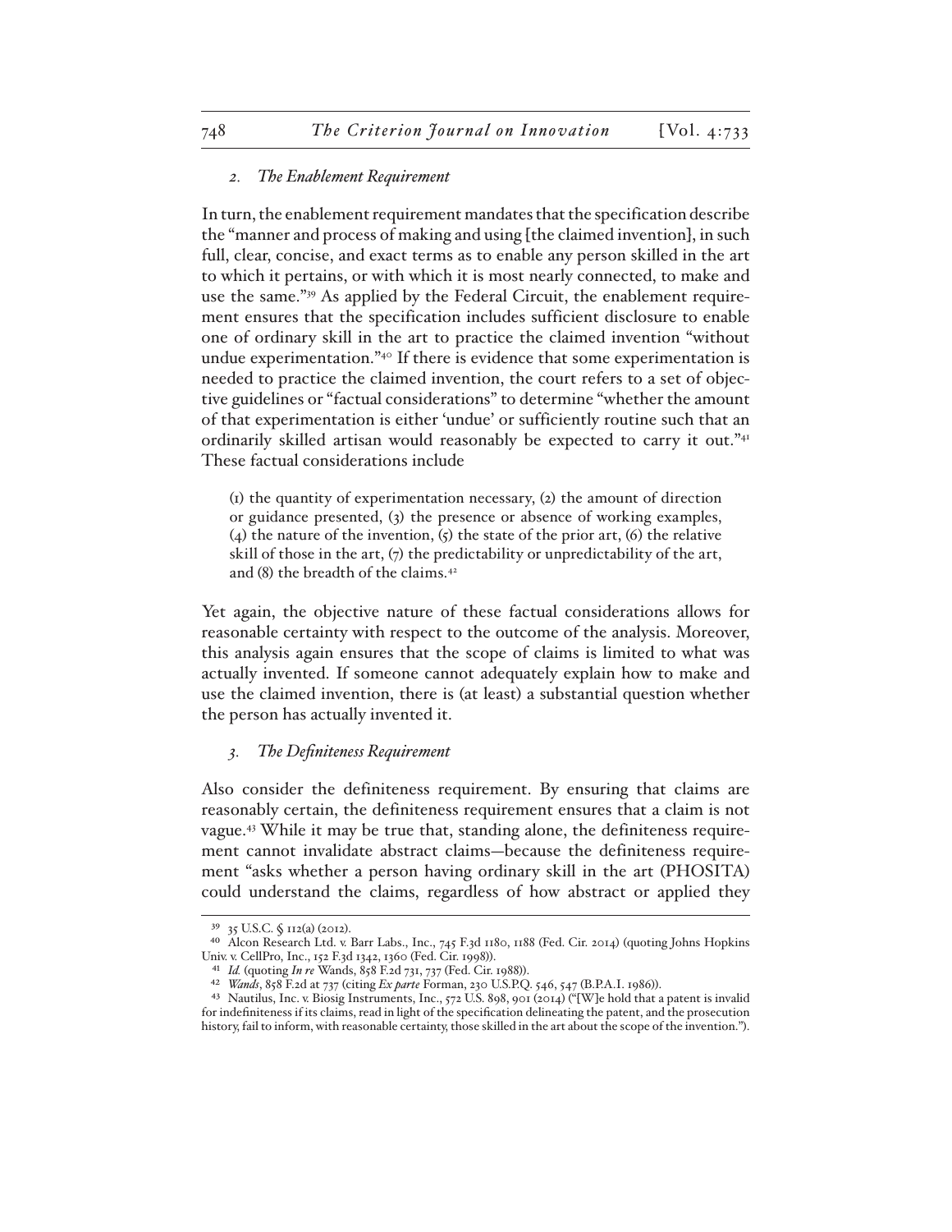### 2. *The Enablement Requirement*

In turn, the enablement requirement mandates that the specification describe the "manner and process of making and using [the claimed invention], in such full, clear, concise, and exact terms as to enable any person skilled in the art to which it pertains, or with which it is most nearly connected, to make and use the same."[39] As applied by the Federal Circuit, the enablement requirement ensures that the specification includes sufficient disclosure to enable one of ordinary skill in the art to practice the claimed invention "without undue experimentation."[40] If there is evidence that some experimentation is needed to practice the claimed invention, the court refers to a set of objective guidelines or "factual considerations" to determine "whether the amount of that experimentation is either 'undue' or sufficiently routine such that an ordinarily skilled artisan would reasonably be expected to carry it out."[41] These factual considerations include

> (1) the quantity of experimentation necessary, (2) the amount of direction or guidance presented, (3) the presence or absence of working examples, (4) the nature of the invention, (5) the state of the prior art, (6) the relative skill of those in the art, (7) the predictability or unpredictability of the art, and (8) the breadth of the claims.[42]

Yet again, the objective nature of these factual considerations allows for reasonable certainty with respect to the outcome of the analysis. Moreover, this analysis again ensures that the scope of claims is limited to what was actually invented. If someone cannot adequately explain how to make and use the claimed invention, there is (at least) a substantial question whether the person has actually invented it.

### 3. *The Definiteness Requirement*

Also consider the definiteness requirement. By ensuring that claims are reasonably certain, the definiteness requirement ensures that a claim is not vague.[43] While it may be true that, standing alone, the definiteness requirement cannot invalidate abstract claims—because the definiteness requirement "asks whether a person having ordinary skill in the art (PHOSITA) could understand the claims, regardless of how abstract or applied they

---

[39] 35 U.S.C. § 112(a) (2012).

[40] Alcon Research Ltd. v. Barr Labs., Inc., 745 F.3d 1180, 1188 (Fed. Cir. 2014) (quoting Johns Hopkins Univ. v. CellPro, Inc., 152 F.3d 1342, 1360 (Fed. Cir. 1998)).

[41] *Id.* (quoting *In re* Wands, 858 F.2d 731, 737 (Fed. Cir. 1988)).

[42] *Wands*, 858 F.2d at 737 (citing *Ex parte* Forman, 230 U.S.P.Q. 546, 547 (B.P.A.I. 1986)).

[43] Nautilus, Inc. v. Biosig Instruments, Inc., 572 U.S. 898, 901 (2014) ("[W]e hold that a patent is invalid for indefiniteness if its claims, read in light of the specification delineating the patent, and the prosecution history, fail to inform, with reasonable certainty, those skilled in the art about the scope of the invention.").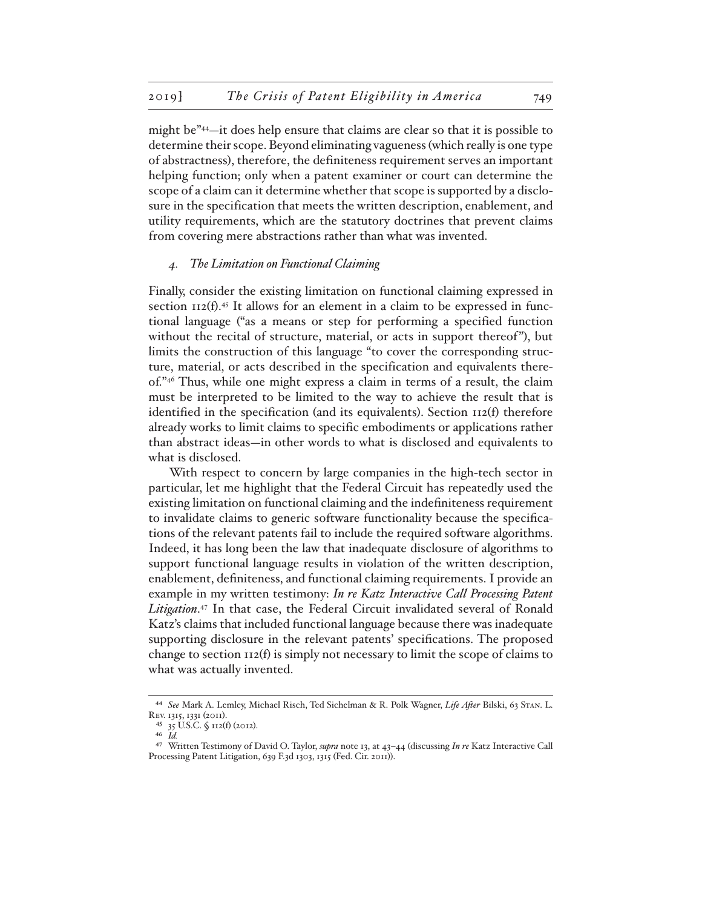might be"[44]—it does help ensure that claims are clear so that it is possible to determine their scope. Beyond eliminating vagueness (which really is one type of abstractness), therefore, the definiteness requirement serves an important helping function; only when a patent examiner or court can determine the scope of a claim can it determine whether that scope is supported by a disclosure in the specification that meets the written description, enablement, and utility requirements, which are the statutory doctrines that prevent claims from covering mere abstractions rather than what was invented.

### 4. *The Limitation on Functional Claiming*

Finally, consider the existing limitation on functional claiming expressed in section 112(f).[45] It allows for an element in a claim to be expressed in functional language ("as a means or step for performing a specified function without the recital of structure, material, or acts in support thereof"), but limits the construction of this language "to cover the corresponding structure, material, or acts described in the specification and equivalents thereof."[46] Thus, while one might express a claim in terms of a result, the claim must be interpreted to be limited to the way to achieve the result that is identified in the specification (and its equivalents). Section 112(f) therefore already works to limit claims to specific embodiments or applications rather than abstract ideas—in other words to what is disclosed and equivalents to what is disclosed.

With respect to concern by large companies in the high-tech sector in particular, let me highlight that the Federal Circuit has repeatedly used the existing limitation on functional claiming and the indefiniteness requirement to invalidate claims to generic software functionality because the specifications of the relevant patents fail to include the required software algorithms. Indeed, it has long been the law that inadequate disclosure of algorithms to support functional language results in violation of the written description, enablement, definiteness, and functional claiming requirements. I provide an example in my written testimony: *In re Katz Interactive Call Processing Patent Litigation*.[47] In that case, the Federal Circuit invalidated several of Ronald Katz's claims that included functional language because there was inadequate supporting disclosure in the relevant patents' specifications. The proposed change to section 112(f) is simply not necessary to limit the scope of claims to what was actually invented.

---

[44] *See* Mark A. Lemley, Michael Risch, Ted Sichelman & R. Polk Wagner, *Life After* Bilski, 63 Stan. L. Rev. 1315, 1331 (2011).

[45] 35 U.S.C. § 112(f) (2012).

[46] *Id.*

[47] Written Testimony of David O. Taylor, *supra* note 13, at 43–44 (discussing *In re* Katz Interactive Call Processing Patent Litigation, 639 F.3d 1303, 1315 (Fed. Cir. 2011)).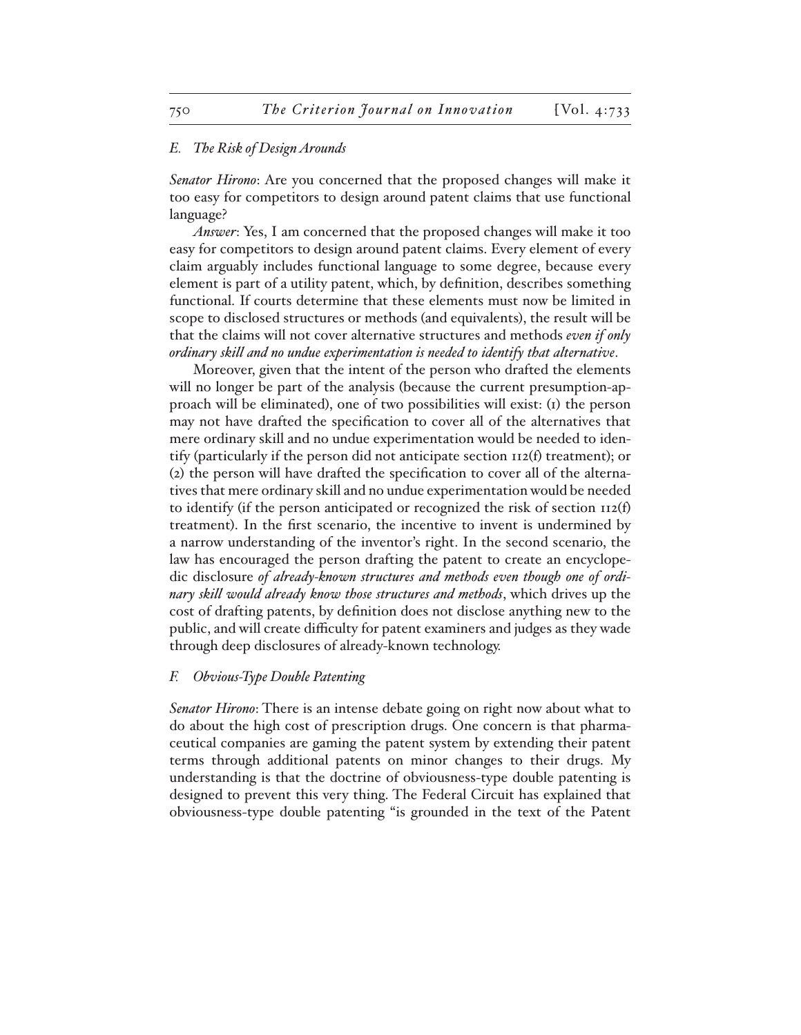### E. *The Risk of Design Arounds*

*Senator Hirono*: Are you concerned that the proposed changes will make it too easy for competitors to design around patent claims that use functional language?

*Answer*: Yes, I am concerned that the proposed changes will make it too easy for competitors to design around patent claims. Every element of every claim arguably includes functional language to some degree, because every element is part of a utility patent, which, by definition, describes something functional. If courts determine that these elements must now be limited in scope to disclosed structures or methods (and equivalents), the result will be that the claims will not cover alternative structures and methods *even if only ordinary skill and no undue experimentation is needed to identify that alternative*.

Moreover, given that the intent of the person who drafted the elements will no longer be part of the analysis (because the current presumption-approach will be eliminated), one of two possibilities will exist: (1) the person may not have drafted the specification to cover all of the alternatives that mere ordinary skill and no undue experimentation would be needed to identify (particularly if the person did not anticipate section 112(f) treatment); or (2) the person will have drafted the specification to cover all of the alternatives that mere ordinary skill and no undue experimentation would be needed to identify (if the person anticipated or recognized the risk of section 112(f) treatment). In the first scenario, the incentive to invent is undermined by a narrow understanding of the inventor's right. In the second scenario, the law has encouraged the person drafting the patent to create an encyclopedic disclosure *of already-known structures and methods even though one of ordinary skill would already know those structures and methods*, which drives up the cost of drafting patents, by definition does not disclose anything new to the public, and will create difficulty for patent examiners and judges as they wade through deep disclosures of already-known technology.

### F. *Obvious-Type Double Patenting*

*Senator Hirono*: There is an intense debate going on right now about what to do about the high cost of prescription drugs. One concern is that pharmaceutical companies are gaming the patent system by extending their patent terms through additional patents on minor changes to their drugs. My understanding is that the doctrine of obviousness-type double patenting is designed to prevent this very thing. The Federal Circuit has explained that obviousness-type double patenting "is grounded in the text of the Patent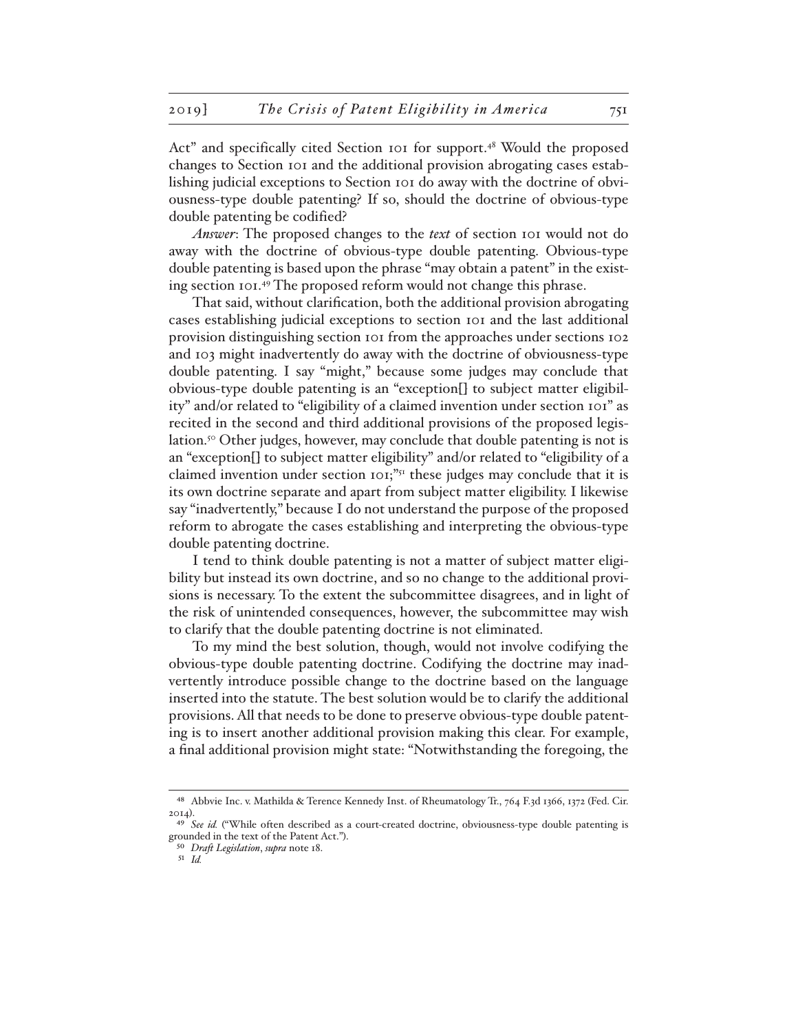Act" and specifically cited Section 101 for support.[48] Would the proposed changes to Section 101 and the additional provision abrogating cases establishing judicial exceptions to Section 101 do away with the doctrine of obviousness-type double patenting? If so, should the doctrine of obvious-type double patenting be codified?

*Answer*: The proposed changes to the *text* of section 101 would not do away with the doctrine of obvious-type double patenting. Obvious-type double patenting is based upon the phrase "may obtain a patent" in the existing section 101.[49] The proposed reform would not change this phrase.

That said, without clarification, both the additional provision abrogating cases establishing judicial exceptions to section 101 and the last additional provision distinguishing section 101 from the approaches under sections 102 and 103 might inadvertently do away with the doctrine of obviousness-type double patenting. I say "might," because some judges may conclude that obvious-type double patenting is an "exception[] to subject matter eligibility" and/or related to "eligibility of a claimed invention under section 101" as recited in the second and third additional provisions of the proposed legislation.[50] Other judges, however, may conclude that double patenting is not is an "exception[] to subject matter eligibility" and/or related to "eligibility of a claimed invention under section 101;"[51] these judges may conclude that it is its own doctrine separate and apart from subject matter eligibility. I likewise say "inadvertently," because I do not understand the purpose of the proposed reform to abrogate the cases establishing and interpreting the obvious-type double patenting doctrine.

I tend to think double patenting is not a matter of subject matter eligibility but instead its own doctrine, and so no change to the additional provisions is necessary. To the extent the subcommittee disagrees, and in light of the risk of unintended consequences, however, the subcommittee may wish to clarify that the double patenting doctrine is not eliminated.

To my mind the best solution, though, would not involve codifying the obvious-type double patenting doctrine. Codifying the doctrine may inadvertently introduce possible change to the doctrine based on the language inserted into the statute. The best solution would be to clarify the additional provisions. All that needs to be done to preserve obvious-type double patenting is to insert another additional provision making this clear. For example, a final additional provision might state: "Notwithstanding the foregoing, the

---

[48] Abbvie Inc. v. Mathilda & Terence Kennedy Inst. of Rheumatology Tr., 764 F.3d 1366, 1372 (Fed. Cir. 2014).

[49] *See id.* ("While often described as a court-created doctrine, obviousness-type double patenting is grounded in the text of the Patent Act.").

[50] *Draft Legislation*, *supra* note 18.

[51] *Id.*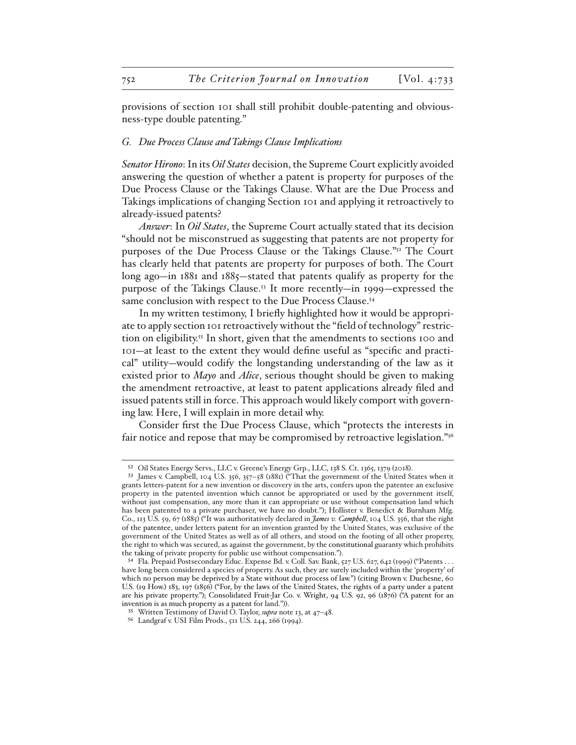provisions of section 101 shall still prohibit double-patenting and obviousness-type double patenting."

### *G. Due Process Clause and Takings Clause Implications*

*Senator Hirono*: In its *Oil States* decision, the Supreme Court explicitly avoided answering the question of whether a patent is property for purposes of the Due Process Clause or the Takings Clause. What are the Due Process and Takings implications of changing Section 101 and applying it retroactively to already-issued patents?

*Answer*: In *Oil States*, the Supreme Court actually stated that its decision "should not be misconstrued as suggesting that patents are not property for purposes of the Due Process Clause or the Takings Clause."[52] The Court has clearly held that patents are property for purposes of both. The Court long ago—in 1881 and 1885—stated that patents qualify as property for the purpose of the Takings Clause.[53] It more recently—in 1999—expressed the same conclusion with respect to the Due Process Clause.[54]

In my written testimony, I briefly highlighted how it would be appropriate to apply section 101 retroactively without the "field of technology" restriction on eligibility.[55] In short, given that the amendments to sections 100 and 101—at least to the extent they would define useful as "specific and practical" utility—would codify the longstanding understanding of the law as it existed prior to *Mayo* and *Alice*, serious thought should be given to making the amendment retroactive, at least to patent applications already filed and issued patents still in force. This approach would likely comport with governing law. Here, I will explain in more detail why.

Consider first the Due Process Clause, which "protects the interests in fair notice and repose that may be compromised by retroactive legislation."[56]

---

[52] Oil States Energy Servs., LLC v. Greene's Energy Grp., LLC, 138 S. Ct. 1365, 1379 (2018).

[53] James v. Campbell, 104 U.S. 356, 357–58 (1881) ("That the government of the United States when it grants letters-patent for a new invention or discovery in the arts, confers upon the patentee an exclusive property in the patented invention which cannot be appropriated or used by the government itself, without just compensation, any more than it can appropriate or use without compensation land which has been patented to a private purchaser, we have no doubt."); Hollister v. Benedict & Burnham Mfg. Co., 113 U.S. 59, 67 (1885) ("It was authoritatively declared in *James v. Campbell*, 104 U.S. 356, that the right of the patentee, under letters patent for an invention granted by the United States, was exclusive of the government of the United States as well as of all others, and stood on the footing of all other property, the right to which was secured, as against the government, by the constitutional guaranty which prohibits the taking of private property for public use without compensation.").

[54] Fla. Prepaid Postsecondary Educ. Expense Bd. v. Coll. Sav. Bank, 527 U.S. 627, 642 (1999) ("Patents . . . have long been considered a species of property. As such, they are surely included within the 'property' of which no person may be deprived by a State without due process of law.") (citing Brown v. Duchesne, 60 U.S. (19 How.) 183, 197 (1856) ("For, by the laws of the United States, the rights of a party under a patent are his private property."); Consolidated Fruit-Jar Co. v. Wright, 94 U.S. 92, 96 (1876) ("A patent for an invention is as much property as a patent for land.")).

[55] Written Testimony of David O. Taylor, *supra* note 13, at 47–48.

[56] Landgraf v. USI Film Prods., 511 U.S. 244, 266 (1994).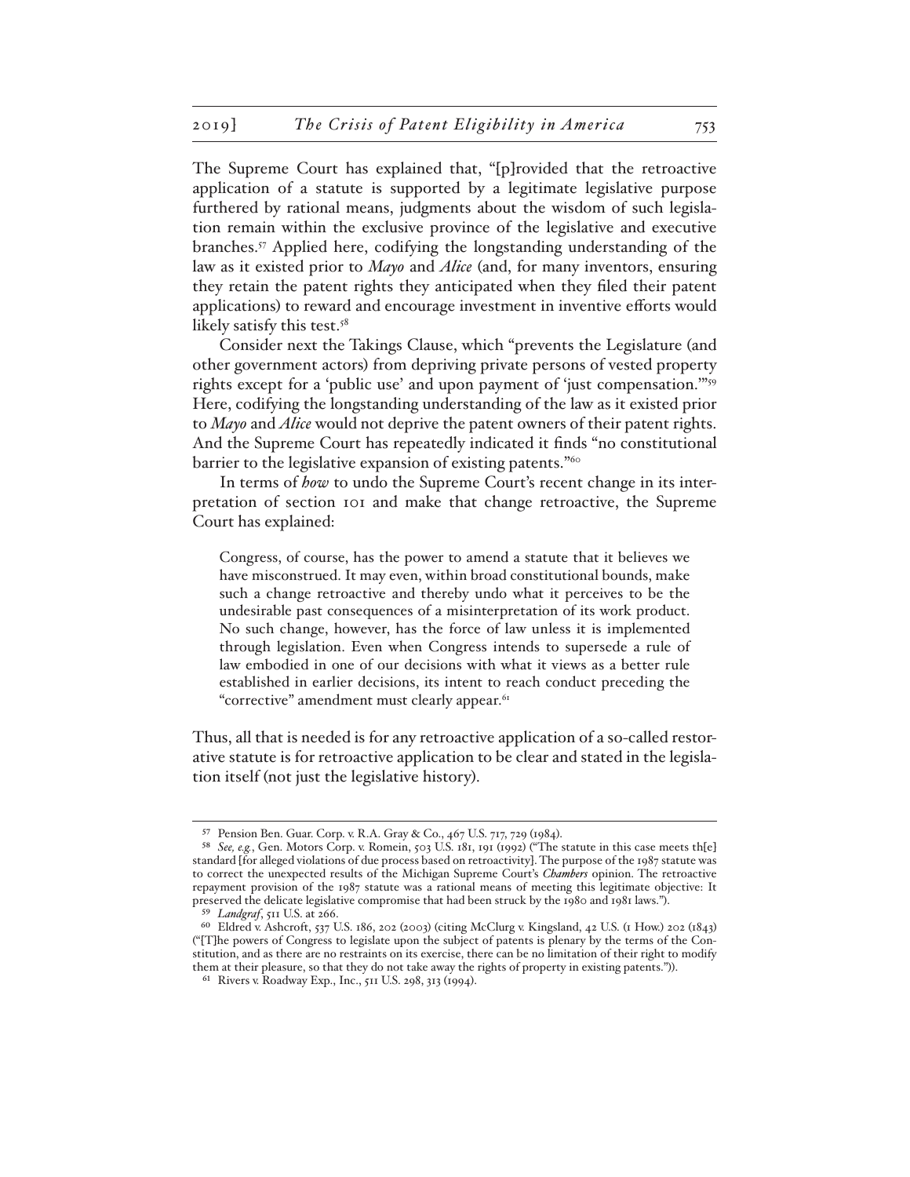The Supreme Court has explained that, "[p]rovided that the retroactive application of a statute is supported by a legitimate legislative purpose furthered by rational means, judgments about the wisdom of such legislation remain within the exclusive province of the legislative and executive branches.[57] Applied here, codifying the longstanding understanding of the law as it existed prior to *Mayo* and *Alice* (and, for many inventors, ensuring they retain the patent rights they anticipated when they filed their patent applications) to reward and encourage investment in inventive efforts would likely satisfy this test.[58]

Consider next the Takings Clause, which "prevents the Legislature (and other government actors) from depriving private persons of vested property rights except for a 'public use' and upon payment of 'just compensation.'"[59] Here, codifying the longstanding understanding of the law as it existed prior to *Mayo* and *Alice* would not deprive the patent owners of their patent rights. And the Supreme Court has repeatedly indicated it finds "no constitutional barrier to the legislative expansion of existing patents."[60]

In terms of *how* to undo the Supreme Court's recent change in its interpretation of section 101 and make that change retroactive, the Supreme Court has explained:

> Congress, of course, has the power to amend a statute that it believes we have misconstrued. It may even, within broad constitutional bounds, make such a change retroactive and thereby undo what it perceives to be the undesirable past consequences of a misinterpretation of its work product. No such change, however, has the force of law unless it is implemented through legislation. Even when Congress intends to supersede a rule of law embodied in one of our decisions with what it views as a better rule established in earlier decisions, its intent to reach conduct preceding the "corrective" amendment must clearly appear.[61]

Thus, all that is needed is for any retroactive application of a so-called restorative statute is for retroactive application to be clear and stated in the legislation itself (not just the legislative history).

---

[57] Pension Ben. Guar. Corp. v. R.A. Gray & Co., 467 U.S. 717, 729 (1984).

[58] *See, e.g.*, Gen. Motors Corp. v. Romein, 503 U.S. 181, 191 (1992) ("The statute in this case meets th[e] standard [for alleged violations of due process based on retroactivity]. The purpose of the 1987 statute was to correct the unexpected results of the Michigan Supreme Court's *Chambers* opinion. The retroactive repayment provision of the 1987 statute was a rational means of meeting this legitimate objective: It preserved the delicate legislative compromise that had been struck by the 1980 and 1981 laws.").

[59] *Landgraf*, 511 U.S. at 266.

[60] Eldred v. Ashcroft, 537 U.S. 186, 202 (2003) (citing McClurg v. Kingsland, 42 U.S. (1 How.) 202 (1843) ("[T]he powers of Congress to legislate upon the subject of patents is plenary by the terms of the Constitution, and as there are no restraints on its exercise, there can be no limitation of their right to modify them at their pleasure, so that they do not take away the rights of property in existing patents.")).

[61] Rivers v. Roadway Exp., Inc., 511 U.S. 298, 313 (1994).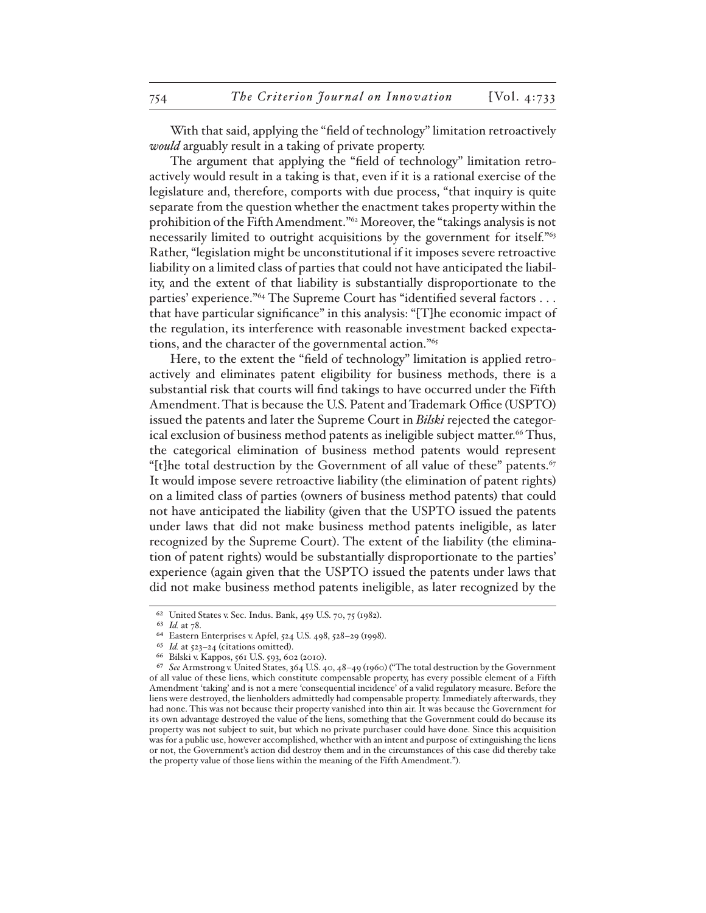With that said, applying the "field of technology" limitation retroactively *would* arguably result in a taking of private property.

The argument that applying the "field of technology" limitation retroactively would result in a taking is that, even if it is a rational exercise of the legislature and, therefore, comports with due process, "that inquiry is quite separate from the question whether the enactment takes property within the prohibition of the Fifth Amendment."[62] Moreover, the "takings analysis is not necessarily limited to outright acquisitions by the government for itself."[63] Rather, "legislation might be unconstitutional if it imposes severe retroactive liability on a limited class of parties that could not have anticipated the liability, and the extent of that liability is substantially disproportionate to the parties' experience."[64] The Supreme Court has "identified several factors . . . that have particular significance" in this analysis: "[T]he economic impact of the regulation, its interference with reasonable investment backed expectations, and the character of the governmental action."[65]

Here, to the extent the "field of technology" limitation is applied retroactively and eliminates patent eligibility for business methods, there is a substantial risk that courts will find takings to have occurred under the Fifth Amendment. That is because the U.S. Patent and Trademark Office (USPTO) issued the patents and later the Supreme Court in *Bilski* rejected the categorical exclusion of business method patents as ineligible subject matter.[66] Thus, the categorical elimination of business method patents would represent "[t]he total destruction by the Government of all value of these" patents.[67] It would impose severe retroactive liability (the elimination of patent rights) on a limited class of parties (owners of business method patents) that could not have anticipated the liability (given that the USPTO issued the patents under laws that did not make business method patents ineligible, as later recognized by the Supreme Court). The extent of the liability (the elimination of patent rights) would be substantially disproportionate to the parties' experience (again given that the USPTO issued the patents under laws that did not make business method patents ineligible, as later recognized by the

---

[62] United States v. Sec. Indus. Bank, 459 U.S. 70, 75 (1982).

[63] *Id.* at 78.

[64] Eastern Enterprises v. Apfel, 524 U.S. 498, 528–29 (1998).

[65] *Id.* at 523–24 (citations omitted).

[66] Bilski v. Kappos, 561 U.S. 593, 602 (2010).

[67] *See* Armstrong v. United States, 364 U.S. 40, 48–49 (1960) ("The total destruction by the Government of all value of these liens, which constitute compensable property, has every possible element of a Fifth Amendment 'taking' and is not a mere 'consequential incidence' of a valid regulatory measure. Before the liens were destroyed, the lienholders admittedly had compensable property. Immediately afterwards, they had none. This was not because their property vanished into thin air. It was because the Government for its own advantage destroyed the value of the liens, something that the Government could do because its property was not subject to suit, but which no private purchaser could have done. Since this acquisition was for a public use, however accomplished, whether with an intent and purpose of extinguishing the liens or not, the Government's action did destroy them and in the circumstances of this case did thereby take the property value of those liens within the meaning of the Fifth Amendment.").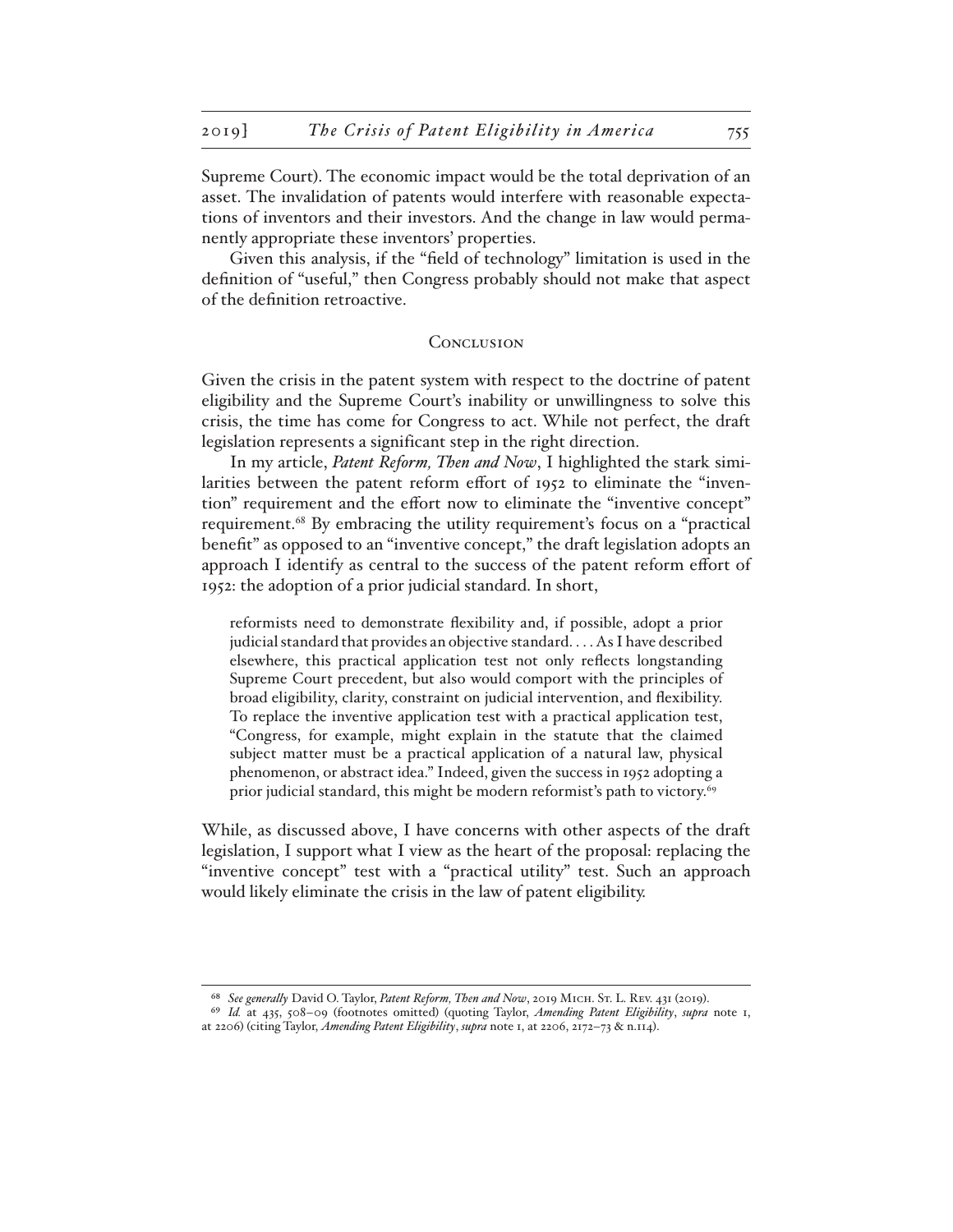Supreme Court). The economic impact would be the total deprivation of an asset. The invalidation of patents would interfere with reasonable expectations of inventors and their investors. And the change in law would permanently appropriate these inventors' properties.

Given this analysis, if the "field of technology" limitation is used in the definition of "useful," then Congress probably should not make that aspect of the definition retroactive.

## Conclusion

Given the crisis in the patent system with respect to the doctrine of patent eligibility and the Supreme Court's inability or unwillingness to solve this crisis, the time has come for Congress to act. While not perfect, the draft legislation represents a significant step in the right direction.

In my article, *Patent Reform, Then and Now*, I highlighted the stark similarities between the patent reform effort of 1952 to eliminate the "invention" requirement and the effort now to eliminate the "inventive concept" requirement.[68] By embracing the utility requirement's focus on a "practical benefit" as opposed to an "inventive concept," the draft legislation adopts an approach I identify as central to the success of the patent reform effort of 1952: the adoption of a prior judicial standard. In short,

> reformists need to demonstrate flexibility and, if possible, adopt a prior judicial standard that provides an objective standard. . . . As I have described elsewhere, this practical application test not only reflects longstanding Supreme Court precedent, but also would comport with the principles of broad eligibility, clarity, constraint on judicial intervention, and flexibility. To replace the inventive application test with a practical application test, "Congress, for example, might explain in the statute that the claimed subject matter must be a practical application of a natural law, physical phenomenon, or abstract idea." Indeed, given the success in 1952 adopting a prior judicial standard, this might be modern reformist's path to victory.[69]

While, as discussed above, I have concerns with other aspects of the draft legislation, I support what I view as the heart of the proposal: replacing the "inventive concept" test with a "practical utility" test. Such an approach would likely eliminate the crisis in the law of patent eligibility.

---

[68] *See generally* David O. Taylor, *Patent Reform, Then and Now*, 2019 Mich. St. L. Rev. 431 (2019).

[69] *Id.* at 435, 508–09 (footnotes omitted) (quoting Taylor, *Amending Patent Eligibility*, *supra* note 1, at 2206) (citing Taylor, *Amending Patent Eligibility*, *supra* note 1, at 2206, 2172–73 & n.114).